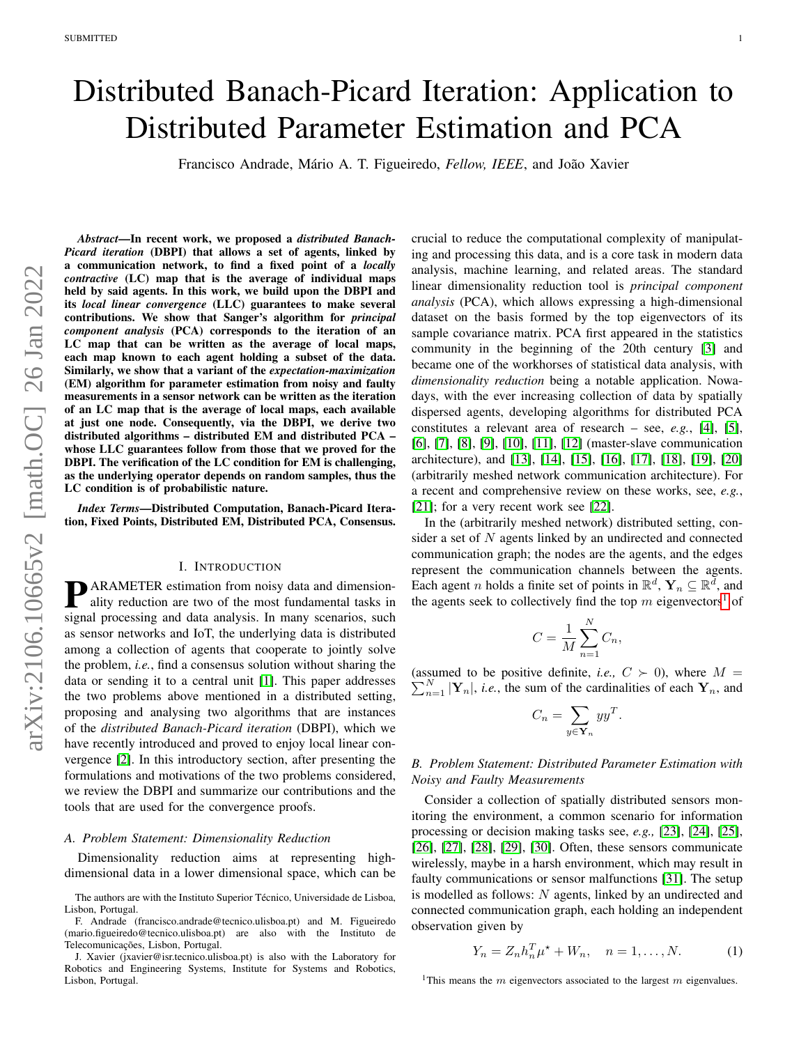# Distributed Banach-Picard Iteration: Application to Distributed Parameter Estimation and PCA

Francisco Andrade, Mário A. T. Figueiredo, *Fellow, IEEE*, and João Xavier

***Abstract*—In recent work, we proposed a *distributed Banach-Picard iteration* (DBPI) that allows a set of agents, linked by a communication network, to find a fixed point of a *locally contractive* (LC) map that is the average of individual maps held by said agents. In this work, we build upon the DBPI and its *local linear convergence* (LLC) guarantees to make several contributions. We show that Sanger's algorithm for *principal component analysis* (PCA) corresponds to the iteration of an LC map that can be written as the average of local maps, each map known to each agent holding a subset of the data. Similarly, we show that a variant of the *expectation-maximization* (EM) algorithm for parameter estimation from noisy and faulty measurements in a sensor network can be written as the iteration of an LC map that is the average of local maps, each available at just one node. Consequently, via the DBPI, we derive two distributed algorithms – distributed EM and distributed PCA – whose LLC guarantees follow from those that we proved for the DBPI. The verification of the LC condition for EM is challenging, as the underlying operator depends on random samples, thus the LC condition is of probabilistic nature.**

***Index Terms*—Distributed Computation, Banach-Picard Iteration, Fixed Points, Distributed EM, Distributed PCA, Consensus.**

## I. Introduction

PARAMETER estimation from noisy data and dimensionality reduction are two of the most fundamental tasks in signal processing and data analysis. In many scenarios, such as sensor networks and IoT, the underlying data is distributed among a collection of agents that cooperate to jointly solve the problem, *i.e.*, find a consensus solution without sharing the data or sending it to a central unit [1]. This paper addresses the two problems above mentioned in a distributed setting, proposing and analysing two algorithms that are instances of the *distributed Banach-Picard iteration* (DBPI), which we have recently introduced and proved to enjoy local linear convergence [2]. In this introductory section, after presenting the formulations and motivations of the two problems considered, we review the DBPI and summarize our contributions and the tools that are used for the convergence proofs.

### A. Problem Statement: Dimensionality Reduction

Dimensionality reduction aims at representing high-dimensional data in a lower dimensional space, which can be crucial to reduce the computational complexity of manipulating and processing this data, and is a core task in modern data analysis, machine learning, and related areas. The standard linear dimensionality reduction tool is *principal component analysis* (PCA), which allows expressing a high-dimensional dataset on the basis formed by the top eigenvectors of its sample covariance matrix. PCA first appeared in the statistics community in the beginning of the 20th century [3] and became one of the workhorses of statistical data analysis, with *dimensionality reduction* being a notable application. Nowadays, with the ever increasing collection of data by spatially dispersed agents, developing algorithms for distributed PCA constitutes a relevant area of research – see, *e.g.*, [4], [5], [6], [7], [8], [9], [10], [11], [12] (master-slave communication architecture), and [13], [14], [15], [16], [17], [18], [19], [20] (arbitrarily meshed network communication architecture). For a recent and comprehensive review on these works, see, *e.g.*, [21]; for a very recent work see [22].

In the (arbitrarily meshed network) distributed setting, consider a set of $N$ agents linked by an undirected and connected communication graph; the nodes are the agents, and the edges represent the communication channels between the agents. Each agent $n$ holds a finite set of points in $\mathbb{R}^d$, $\mathbf{Y}_n \subseteq \mathbb{R}^d$, and the agents seek to collectively find the top $m$ eigenvectors[1] of

$$C = \frac{1}{M}\sum_{n=1}^{N} C_n,$$

(assumed to be positive definite, *i.e.*, $C \succ 0$), where $M = \sum_{n=1}^{N} |\mathbf{Y}_n|$, *i.e.*, the sum of the cardinalities of each $\mathbf{Y}_n$, and

$$C_n = \sum_{y \in \mathbf{Y}_n} y y^T.$$

### B. Problem Statement: Distributed Parameter Estimation with Noisy and Faulty Measurements

Consider a collection of spatially distributed sensors monitoring the environment, a common scenario for information processing or decision making tasks see, *e.g.,* [23], [24], [25], [26], [27], [28], [29], [30]. Often, these sensors communicate wirelessly, maybe in a harsh environment, which may result in faulty communications or sensor malfunctions [31]. The setup is modelled as follows: $N$ agents, linked by an undirected and connected communication graph, each holding an independent observation given by

$$Y_n = Z_n h_n^T \mu^\star + W_n, \quad n = 1, \ldots, N. \tag{1}$$

[1] This means the $m$ eigenvectors associated to the largest $m$ eigenvalues.

The authors are with the Instituto Superior Técnico, Universidade de Lisboa, Lisbon, Portugal.

F. Andrade (francisco.andrade@tecnico.ulisboa.pt) and M. Figueiredo (mario.figueiredo@tecnico.ulisboa.pt) are also with the Instituto de Telecomunicações, Lisbon, Portugal.

J. Xavier (jxavier@isr.tecnico.ulisboa.pt) is also with the Laboratory for Robotics and Engineering Systems, Institute for Systems and Robotics, Lisbon, Portugal.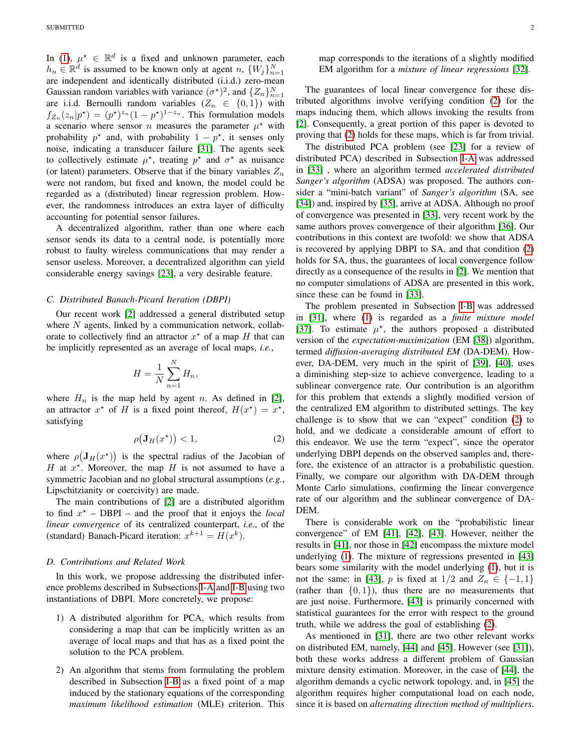In (1), $\mu^\star \in \mathbb{R}^d$ is a fixed and unknown parameter, each $h_n \in \mathbb{R}^d$ is assumed to be known only at agent $n$, $\{W_j\}_{n=1}^N$ are independent and identically distributed (i.i.d.) zero-mean Gaussian random variables with variance $(\sigma^\star)^2$, and $\{Z_n\}_{n=1}^N$ are i.i.d. Bernoulli random variables ($Z_n \in \{0,1\}$) with $f_{Z_n}(z_n|p^\star) = (p^\star)^{z_n}(1-p^\star)^{1-z_n}$. This formulation models a scenario where sensor $n$ measures the parameter $\mu^\star$ with probability $p^\star$ and, with probability $1-p^\star$, it senses only noise, indicating a transducer failure [31]. The agents seek to collectively estimate $\mu^\star$, treating $p^\star$ and $\sigma^\star$ as nuisance (or latent) parameters. Observe that if the binary variables $Z_n$ were not random, but fixed and known, the model could be regarded as a (distributed) linear regression problem. However, the randomness introduces an extra layer of difficulty accounting for potential sensor failures.

A decentralized algorithm, rather than one where each sensor sends its data to a central node, is potentially more robust to faulty wireless communications that may render a sensor useless. Moreover, a decentralized algorithm can yield considerable energy savings [23], a very desirable feature.

### C. Distributed Banach-Picard Iteration (DBPI)

Our recent work [2] addressed a general distributed setup where $N$ agents, linked by a communication network, collaborate to collectively find an attractor $x^\star$ of a map $H$ that can be implicitly represented as an average of local maps, *i.e.*,

$$H = \frac{1}{N}\sum_{n=1}^{N} H_n,$$

where $H_n$ is the map held by agent $n$. As defined in [2], an attractor $x^\star$ of $H$ is a fixed point thereof, $H(x^\star) = x^\star$, satisfying

$$\rho\big(\mathbf{J}_H(x^\star)\big) < 1, \tag{2}$$

where $\rho\big(\mathbf{J}_H(x^\star)\big)$ is the spectral radius of the Jacobian of $H$ at $x^\star$. Moreover, the map $H$ is not assumed to have a symmetric Jacobian and no global structural assumptions (*e.g.*, Lipschitzianity or coercivity) are made.

The main contributions of [2] are a distributed algorithm to find $x^\star$ – DBPI – and the proof that it enjoys the *local linear convergence* of its centralized counterpart, *i.e.*, of the (standard) Banach-Picard iteration: $x^{k+1} = H(x^k)$.

### D. Contributions and Related Work

In this work, we propose addressing the distributed inference problems described in Subsections I-A and I-B using two instantiations of DBPI. More concretely, we propose:

1) A distributed algorithm for PCA, which results from considering a map that can be implicitly written as an average of local maps and that has as a fixed point the solution to the PCA problem.
2) An algorithm that stems from formulating the problem described in Subsection I-B as a fixed point of a map induced by the stationary equations of the corresponding *maximum likelihood estimation* (MLE) criterion. This map corresponds to the iterations of a slightly modified EM algorithm for a *mixture of linear regressions* [32].

The guarantees of local linear convergence for these distributed algorithms involve verifying condition (2) for the maps inducing them, which allows invoking the results from [2]. Consequently, a great portion of this paper is devoted to proving that (2) holds for these maps, which is far from trivial.

The distributed PCA problem (see [23] for a review of distributed PCA) described in Subsection I-A was addressed in [33] , where an algorithm termed *accelerated distributed Sanger's algorithm* (ADSA) was proposed. The authors consider a "mini-batch variant" of *Sanger's algorithm* (SA, see [34]) and, inspired by [35], arrive at ADSA. Although no proof of convergence was presented in [33], very recent work by the same authors proves convergence of their algorithm [36]. Our contributions in this context are twofold: we show that ADSA is recovered by applying DBPI to SA, and that condition (2) holds for SA, thus, the guarantees of local convergence follow directly as a consequence of the results in [2]. We mention that no computer simulations of ADSA are presented in this work, since these can be found in [33].

The problem presented in Subsection I-B was addressed in [31], where (1) is regarded as a *finite mixture model* [37]. To estimate $\mu^\star$, the authors proposed a distributed version of the *expectation-maximization* (EM [38]) algorithm, termed *diffusion-averaging distributed EM* (DA-DEM). However, DA-DEM, very much in the spirit of [39], [40], uses a diminishing step-size to achieve convergence, leading to a sublinear convergence rate. Our contribution is an algorithm for this problem that extends a slightly modified version of the centralized EM algorithm to distributed settings. The key challenge is to show that we can "expect" condition (2) to hold, and we dedicate a considerable amount of effort to this endeavor. We use the term "expect", since the operator underlying DBPI depends on the observed samples and, therefore, the existence of an attractor is a probabilistic question. Finally, we compare our algorithm with DA-DEM through Monte Carlo simulations, confirming the linear convergence rate of our algorithm and the sublinear convergence of DA-DEM.

There is considerable work on the "probabilistic linear convergence" of EM [41], [42], [43]. However, neither the results in [41], nor those in [42] encompass the mixture model underlying (1). The mixture of regressions presented in [43] bears some similarity with the model underlying (1), but it is not the same: in [43], $p$ is fixed at $1/2$ and $Z_n \in \{-1, 1\}$ (rather than $\{0, 1\}$), thus there are no measurements that are just noise. Furthermore, [43] is primarily concerned with statistical guarantees for the error with respect to the ground truth, while we address the goal of establishing (2).

As mentioned in [31], there are two other relevant works on distributed EM, namely, [44] and [45]. However (see [31]), both these works address a different problem of Gaussian mixture density estimation. Moreover, in the case of [44], the algorithm demands a cyclic network topology, and, in [45] the algorithm requires higher computational load on each node, since it is based on *alternating direction method of multipliers*.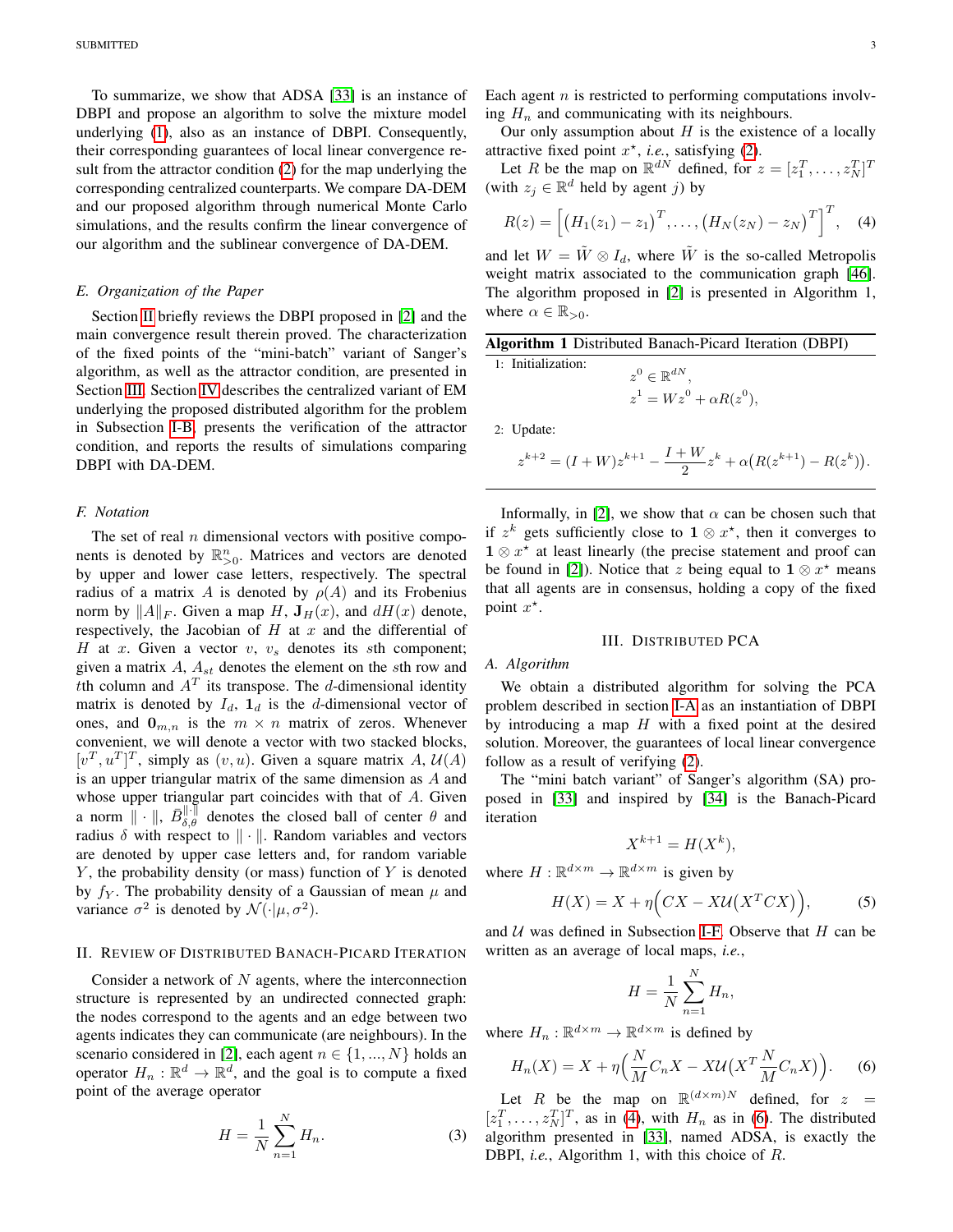To summarize, we show that ADSA [33] is an instance of DBPI and propose an algorithm to solve the mixture model underlying (1), also as an instance of DBPI. Consequently, their corresponding guarantees of local linear convergence result from the attractor condition (2) for the map underlying the corresponding centralized counterparts. We compare DA-DEM and our proposed algorithm through numerical Monte Carlo simulations, and the results confirm the linear convergence of our algorithm and the sublinear convergence of DA-DEM.

### E. Organization of the Paper

Section II briefly reviews the DBPI proposed in [2] and the main convergence result therein proved. The characterization of the fixed points of the "mini-batch" variant of Sanger's algorithm, as well as the attractor condition, are presented in Section III. Section IV describes the centralized variant of EM underlying the proposed distributed algorithm for the problem in Subsection I-B, presents the verification of the attractor condition, and reports the results of simulations comparing DBPI with DA-DEM.

### F. Notation

The set of real $n$ dimensional vectors with positive components is denoted by $\mathbb{R}^n_{>0}$. Matrices and vectors are denoted by upper and lower case letters, respectively. The spectral radius of a matrix $A$ is denoted by $\rho(A)$ and its Frobenius norm by $\|A\|_F$. Given a map $H$, $\mathbf{J}_H(x)$, and $dH(x)$ denote, respectively, the Jacobian of $H$ at $x$ and the differential of $H$ at $x$. Given a vector $v$, $v_s$ denotes its $s$th component; given a matrix $A$, $A_{st}$ denotes the element on the $s$th row and $t$th column and $A^T$ its transpose. The $d$-dimensional identity matrix is denoted by $I_d$, $\mathbf{1}_d$ is the $d$-dimensional vector of ones, and $\mathbf{0}_{m,n}$ is the $m \times n$ matrix of zeros. Whenever convenient, we will denote a vector with two stacked blocks, $[v^T, u^T]^T$, simply as $(v, u)$. Given a square matrix $A$, $\mathcal{U}(A)$ is an upper triangular matrix of the same dimension as $A$ and whose upper triangular part coincides with that of $A$. Given a norm $\|\cdot\|$, $\bar{B}^{\|\cdot\|}_{\delta,\theta}$ denotes the closed ball of center $\theta$ and radius $\delta$ with respect to $\|\cdot\|$. Random variables and vectors are denoted by upper case letters and, for random variable $Y$, the probability density (or mass) function of $Y$ is denoted by $f_Y$. The probability density of a Gaussian of mean $\mu$ and variance $\sigma^2$ is denoted by $\mathcal{N}(\cdot|\mu, \sigma^2)$.

## II. Review of Distributed Banach-Picard Iteration

Consider a network of $N$ agents, where the interconnection structure is represented by an undirected connected graph: the nodes correspond to the agents and an edge between two agents indicates they can communicate (are neighbours). In the scenario considered in [2], each agent $n \in \{1, ..., N\}$ holds an operator $H_n : \mathbb{R}^d \to \mathbb{R}^d$, and the goal is to compute a fixed point of the average operator

$$H = \frac{1}{N}\sum_{n=1}^{N} H_n. \tag{3}$$

Each agent $n$ is restricted to performing computations involving $H_n$ and communicating with its neighbours.

Our only assumption about $H$ is the existence of a locally attractive fixed point $x^\star$, *i.e.*, satisfying (2).

Let $R$ be the map on $\mathbb{R}^{dN}$ defined, for $z = [z_1^T, \ldots, z_N^T]^T$ (with $z_j \in \mathbb{R}^d$ held by agent $j$) by

$$R(z) = \Big[\big(H_1(z_1) - z_1\big)^T, \ldots, \big(H_N(z_N) - z_N\big)^T\Big]^T, \tag{4}$$

and let $W = \tilde{W} \otimes I_d$, where $\tilde{W}$ is the so-called Metropolis weight matrix associated to the communication graph [46]. The algorithm proposed in [2] is presented in Algorithm 1, where $\alpha \in \mathbb{R}_{>0}$.

**Algorithm 1** Distributed Banach-Picard Iteration (DBPI)

1: Initialization:
$$z^0 \in \mathbb{R}^{dN},$$
$$z^1 = Wz^0 + \alpha R(z^0),$$

2: Update:
$$z^{k+2} = (I+W)z^{k+1} - \frac{I+W}{2}z^k + \alpha\big(R(z^{k+1}) - R(z^k)\big).$$

Informally, in [2], we show that $\alpha$ can be chosen such that if $z^k$ gets sufficiently close to $\mathbf{1} \otimes x^\star$, then it converges to $\mathbf{1} \otimes x^\star$ at least linearly (the precise statement and proof can be found in [2]). Notice that $z$ being equal to $\mathbf{1} \otimes x^\star$ means that all agents are in consensus, holding a copy of the fixed point $x^\star$.

## III. Distributed PCA

### A. Algorithm

We obtain a distributed algorithm for solving the PCA problem described in section I-A as an instantiation of DBPI by introducing a map $H$ with a fixed point at the desired solution. Moreover, the guarantees of local linear convergence follow as a result of verifying (2).

The "mini batch variant" of Sanger's algorithm (SA) proposed in [33] and inspired by [34] is the Banach-Picard iteration

$$X^{k+1} = H(X^k),$$

where $H : \mathbb{R}^{d\times m} \to \mathbb{R}^{d\times m}$ is given by

$$H(X) = X + \eta\Big(CX - X\mathcal{U}\big(X^T CX\big)\Big), \tag{5}$$

and $\mathcal{U}$ was defined in Subsection I-F. Observe that $H$ can be written as an average of local maps, *i.e.*,

$$H = \frac{1}{N}\sum_{n=1}^{N} H_n,$$

where $H_n : \mathbb{R}^{d\times m} \to \mathbb{R}^{d\times m}$ is defined by

$$H_n(X) = X + \eta\Big(\frac{N}{M}C_n X - X\mathcal{U}\big(X^T \frac{N}{M}C_n X\big)\Big). \tag{6}$$

Let $R$ be the map on $\mathbb{R}^{(d\times m)N}$ defined, for $z = [z_1^T, \ldots, z_N^T]^T$, as in (4), with $H_n$ as in (6). The distributed algorithm presented in [33], named ADSA, is exactly the DBPI, *i.e.*, Algorithm 1, with this choice of $R$.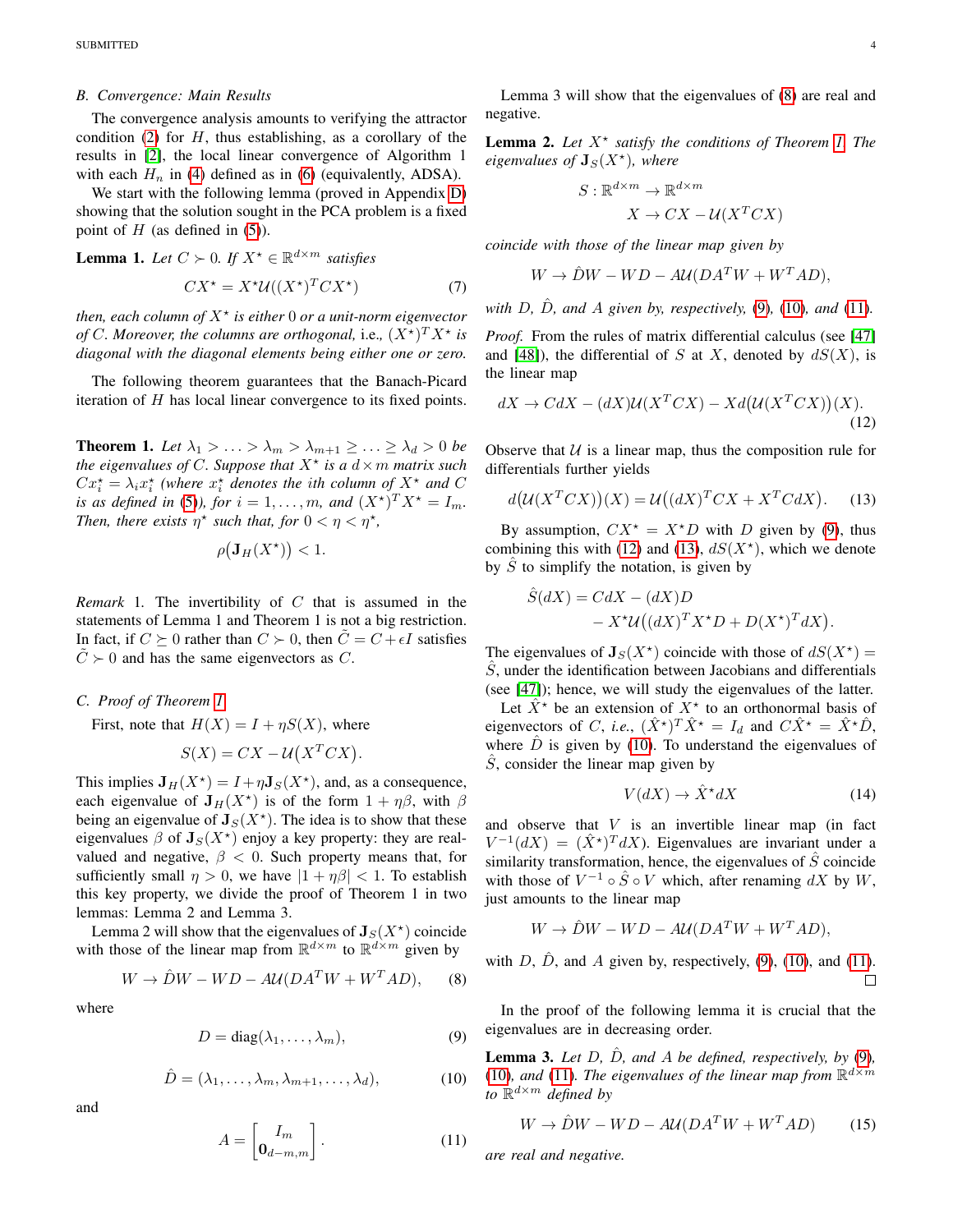### B. Convergence: Main Results

The convergence analysis amounts to verifying the attractor condition (2) for $H$, thus establishing, as a corollary of the results in [2], the local linear convergence of Algorithm 1 with each $H_n$ in (4) defined as in (6) (equivalently, ADSA).

We start with the following lemma (proved in Appendix D) showing that the solution sought in the PCA problem is a fixed point of $H$ (as defined in (5)).

**Lemma 1.** *Let $C \succ 0$. If $X^\star \in \mathbb{R}^{d \times m}$ satisfies*

$$CX^\star = X^\star \mathcal{U}((X^\star)^T C X^\star) \tag{7}$$

*then, each column of $X^\star$ is either 0 or a unit-norm eigenvector of $C$. Moreover, the columns are orthogonal,* i.e., *$(X^\star)^T X^\star$ is diagonal with the diagonal elements being either one or zero.*

The following theorem guarantees that the Banach-Picard iteration of $H$ has local linear convergence to its fixed points.

**Theorem 1.** *Let $\lambda_1 > \ldots > \lambda_m > \lambda_{m+1} \geq \ldots \geq \lambda_d > 0$ be the eigenvalues of $C$. Suppose that $X^\star$ is a $d \times m$ matrix such $Cx_i^\star = \lambda_i x_i^\star$ (where $x_i^\star$ denotes the $i$th column of $X^\star$ and $C$ is as defined in (5)), for $i = 1, \ldots, m$, and $(X^\star)^T X^\star = I_m$. Then, there exists $\eta^\star$ such that, for $0 < \eta < \eta^\star$,*

$$\rho\big(\mathbf{J}_H(X^\star)\big) < 1.$$

*Remark* 1. The invertibility of $C$ that is assumed in the statements of Lemma 1 and Theorem 1 is not a big restriction. In fact, if $C \succeq 0$ rather than $C \succ 0$, then $\tilde{C} = C + \epsilon I$ satisfies $\tilde{C} \succ 0$ and has the same eigenvectors as $C$.

### C. Proof of Theorem 1

First, note that $H(X) = I + \eta S(X)$, where

$$S(X) = CX - \mathcal{U}\big(X^T C X\big).$$

This implies $\mathbf{J}_H(X^\star) = I + \eta \mathbf{J}_S(X^\star)$, and, as a consequence, each eigenvalue of $\mathbf{J}_H(X^\star)$ is of the form $1 + \eta\beta$, with $\beta$ being an eigenvalue of $\mathbf{J}_S(X^\star)$. The idea is to show that these eigenvalues $\beta$ of $\mathbf{J}_S(X^\star)$ enjoy a key property: they are real-valued and negative, $\beta < 0$. Such property means that, for sufficiently small $\eta > 0$, we have $|1 + \eta\beta| < 1$. To establish this key property, we divide the proof of Theorem 1 in two lemmas: Lemma 2 and Lemma 3.

Lemma 2 will show that the eigenvalues of $\mathbf{J}_S(X^\star)$ coincide with those of the linear map from $\mathbb{R}^{d \times m}$ to $\mathbb{R}^{d \times m}$ given by

$$W \to \hat{D}W - WD - A\mathcal{U}(DA^T W + W^T A D), \tag{8}$$

where

$$D = \operatorname{diag}(\lambda_1, \ldots, \lambda_m), \tag{9}$$

$$\hat{D} = (\lambda_1, \ldots, \lambda_m, \lambda_{m+1}, \ldots, \lambda_d), \tag{10}$$

and

$$A = \begin{bmatrix} I_m \\ \mathbf{0}_{d-m,m} \end{bmatrix}. \tag{11}$$

Lemma 3 will show that the eigenvalues of (8) are real and negative.

**Lemma 2.** *Let $X^\star$ satisfy the conditions of Theorem 1. The eigenvalues of $\mathbf{J}_S(X^\star)$, where*

$$S : \mathbb{R}^{d \times m} \to \mathbb{R}^{d \times m}$$
$$X \to CX - \mathcal{U}(X^T C X)$$

*coincide with those of the linear map given by*

$$W \to \hat{D}W - WD - A\mathcal{U}(DA^T W + W^T A D),$$

*with $D$, $\hat{D}$, and $A$ given by, respectively,* (9), (10), *and* (11).

*Proof.* From the rules of matrix differential calculus (see [47] and [48]), the differential of $S$ at $X$, denoted by $dS(X)$, is the linear map

$$dX \to CdX - (dX)\mathcal{U}(X^T C X) - Xd\big(\mathcal{U}(X^T C X)\big)(X). \tag{12}$$

Observe that $\mathcal{U}$ is a linear map, thus the composition rule for differentials further yields

$$d\big(\mathcal{U}(X^T C X)\big)(X) = \mathcal{U}\big((dX)^T C X + X^T C dX\big). \tag{13}$$

By assumption, $CX^\star = X^\star D$ with $D$ given by (9), thus combining this with (12) and (13), $dS(X^\star)$, which we denote by $\hat{S}$ to simplify the notation, is given by

$$\hat{S}(dX) = CdX - (dX)D - X^\star \mathcal{U}\big((dX)^T X^\star D + D(X^\star)^T dX\big).$$

The eigenvalues of $\mathbf{J}_S(X^\star)$ coincide with those of $dS(X^\star) = \hat{S}$, under the identification between Jacobians and differentials (see [47]); hence, we will study the eigenvalues of the latter.

Let $\hat{X}^\star$ be an extension of $X^\star$ to an orthonormal basis of eigenvectors of $C$, *i.e.*, $(\hat{X}^\star)^T \hat{X}^\star = I_d$ and $C\hat{X}^\star = \hat{X}^\star \hat{D}$, where $\hat{D}$ is given by (10). To understand the eigenvalues of $\hat{S}$, consider the linear map given by

$$V(dX) \to \hat{X}^\star dX \tag{14}$$

and observe that $V$ is an invertible linear map (in fact $V^{-1}(dX) = (\hat{X}^\star)^T dX$). Eigenvalues are invariant under a similarity transformation, hence, the eigenvalues of $\hat{S}$ coincide with those of $V^{-1} \circ \hat{S} \circ V$ which, after renaming $dX$ by $W$, just amounts to the linear map

$$W \to \hat{D}W - WD - A\mathcal{U}(DA^T W + W^T A D),$$

with $D$, $\hat{D}$, and $A$ given by, respectively, (9), (10), and (11). ∎

In the proof of the following lemma it is crucial that the eigenvalues are in decreasing order.

**Lemma 3.** *Let $D$, $\hat{D}$, and $A$ be defined, respectively, by* (9), (10), *and* (11). *The eigenvalues of the linear map from $\mathbb{R}^{d \times m}$ to $\mathbb{R}^{d \times m}$ defined by*

$$W \to \hat{D}W - WD - A\mathcal{U}(DA^T W + W^T A D) \tag{15}$$

*are real and negative.*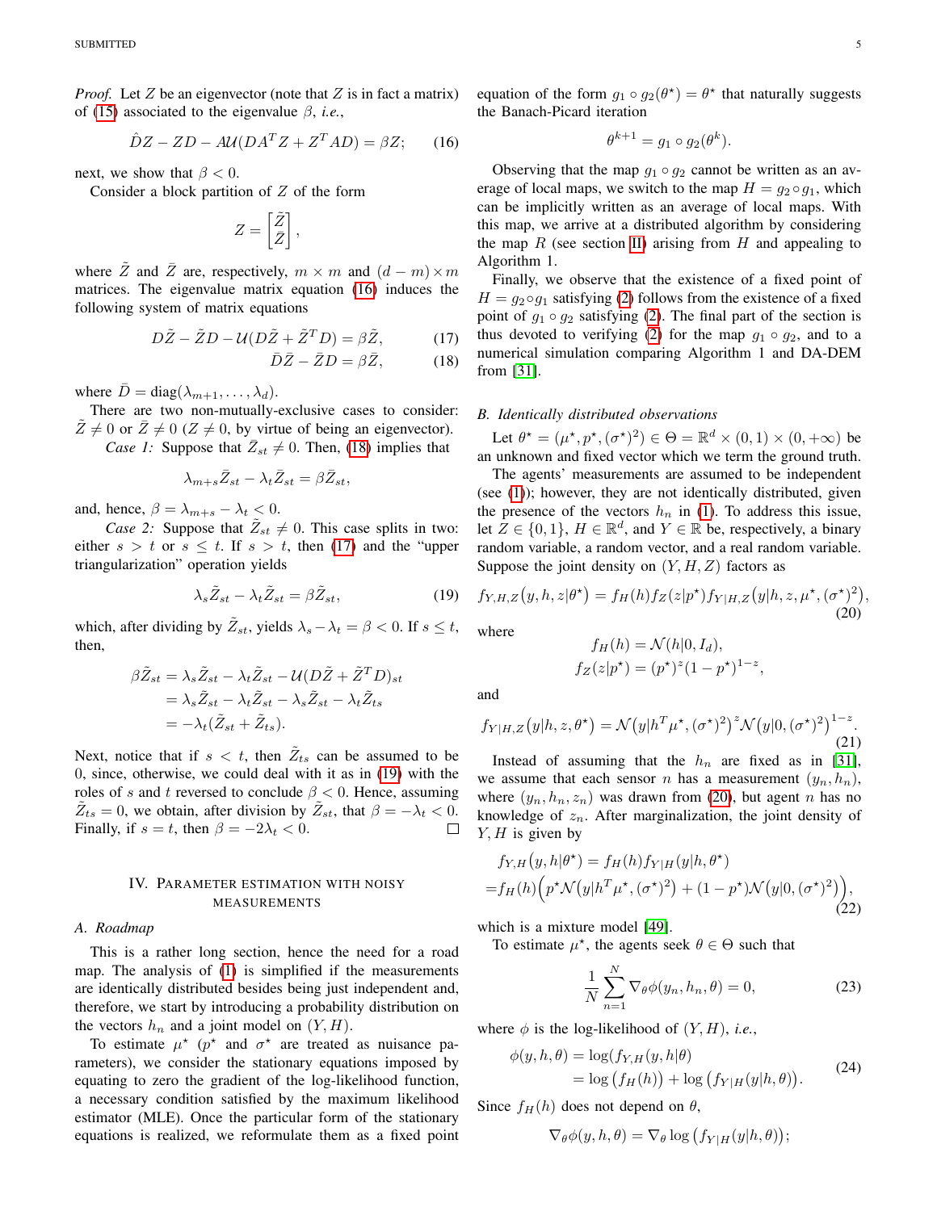*Proof.* Let $Z$ be an eigenvector (note that $Z$ is in fact a matrix) of (15) associated to the eigenvalue $\beta$, *i.e.*,

$$\hat{D}Z - ZD - A\mathcal{U}(DA^T Z + Z^T AD) = \beta Z; \tag{16}$$

next, we show that $\beta < 0$.

Consider a block partition of $Z$ of the form

$$Z = \begin{bmatrix} \tilde{Z} \\ \bar{Z} \end{bmatrix},$$

where $\tilde{Z}$ and $\bar{Z}$ are, respectively, $m \times m$ and $(d-m) \times m$ matrices. The eigenvalue matrix equation (16) induces the following system of matrix equations

$$D\tilde{Z} - \tilde{Z}D - \mathcal{U}(D\tilde{Z} + \tilde{Z}^T D) = \beta \tilde{Z}, \tag{17}$$

$$\bar{D}\bar{Z} - \bar{Z}D = \beta \bar{Z}, \tag{18}$$

where $\bar{D} = \mathrm{diag}(\lambda_{m+1}, \ldots, \lambda_d)$.

There are two non-mutually-exclusive cases to consider: $\tilde{Z} \neq 0$ or $\bar{Z} \neq 0$ ($Z \neq 0$, by virtue of being an eigenvector).

*Case 1:* Suppose that $\bar{Z}_{st} \neq 0$. Then, (18) implies that

$$\lambda_{m+s}\bar{Z}_{st} - \lambda_t \bar{Z}_{st} = \beta \bar{Z}_{st},$$

and, hence, $\beta = \lambda_{m+s} - \lambda_t < 0$.

*Case 2:* Suppose that $\tilde{Z}_{st} \neq 0$. This case splits in two: either $s > t$ or $s \leq t$. If $s > t$, then (17) and the "upper triangularization" operation yields

$$\lambda_s \tilde{Z}_{st} - \lambda_t \tilde{Z}_{st} = \beta \tilde{Z}_{st}, \tag{19}$$

which, after dividing by $\tilde{Z}_{st}$, yields $\lambda_s - \lambda_t = \beta < 0$. If $s \leq t$, then,

$$\begin{aligned}
\beta \tilde{Z}_{st} &= \lambda_s \tilde{Z}_{st} - \lambda_t \tilde{Z}_{st} - \mathcal{U}(D\tilde{Z} + \tilde{Z}^T D)_{st} \\
&= \lambda_s \tilde{Z}_{st} - \lambda_t \tilde{Z}_{st} - \lambda_s \tilde{Z}_{st} - \lambda_t \tilde{Z}_{ts} \\
&= -\lambda_t (\tilde{Z}_{st} + \tilde{Z}_{ts}).
\end{aligned}$$

Next, notice that if $s < t$, then $\tilde{Z}_{ts}$ can be assumed to be 0, since, otherwise, we could deal with it as in (19) with the roles of $s$ and $t$ reversed to conclude $\beta < 0$. Hence, assuming $\tilde{Z}_{ts} = 0$, we obtain, after division by $\tilde{Z}_{st}$, that $\beta = -\lambda_t < 0$. Finally, if $s = t$, then $\beta = -2\lambda_t < 0$. ∎

## IV. Parameter Estimation with Noisy Measurements

### A. Roadmap

This is a rather long section, hence the need for a road map. The analysis of (1) is simplified if the measurements are identically distributed besides being just independent and, therefore, we start by introducing a probability distribution on the vectors $h_n$ and a joint model on $(Y, H)$.

To estimate $\mu^\star$ ($p^\star$ and $\sigma^\star$ are treated as nuisance parameters), we consider the stationary equations imposed by equating to zero the gradient of the log-likelihood function, a necessary condition satisfied by the maximum likelihood estimator (MLE). Once the particular form of the stationary equations is realized, we reformulate them as a fixed point equation of the form $g_1 \circ g_2(\theta^\star) = \theta^\star$ that naturally suggests the Banach-Picard iteration

$$\theta^{k+1} = g_1 \circ g_2(\theta^k).$$

Observing that the map $g_1 \circ g_2$ cannot be written as an average of local maps, we switch to the map $H = g_2 \circ g_1$, which can be implicitly written as an average of local maps. With this map, we arrive at a distributed algorithm by considering the map $R$ (see section II) arising from $H$ and appealing to Algorithm 1.

Finally, we observe that the existence of a fixed point of $H = g_2 \circ g_1$ satisfying (2) follows from the existence of a fixed point of $g_1 \circ g_2$ satisfying (2). The final part of the section is thus devoted to verifying (2) for the map $g_1 \circ g_2$, and to a numerical simulation comparing Algorithm 1 and DA-DEM from [31].

### B. Identically distributed observations

Let $\theta^\star = (\mu^\star, p^\star, (\sigma^\star)^2) \in \Theta = \mathbb{R}^d \times (0,1) \times (0, +\infty)$ be an unknown and fixed vector which we term the ground truth.

The agents' measurements are assumed to be independent (see (1)); however, they are not identically distributed, given the presence of the vectors $h_n$ in (1). To address this issue, let $Z \in \{0,1\}$, $H \in \mathbb{R}^d$, and $Y \in \mathbb{R}$ be, respectively, a binary random variable, a random vector, and a real random variable. Suppose the joint density on $(Y, H, Z)$ factors as

$$f_{Y,H,Z}\big(y, h, z | \theta^\star\big) = f_H(h) f_Z(z|p^\star) f_{Y|H,Z}\big(y|h, z, \mu^\star, (\sigma^\star)^2\big), \tag{20}$$

where

$$f_H(h) = \mathcal{N}(h|0, I_d),$$
$$f_Z(z|p^\star) = (p^\star)^z (1-p^\star)^{1-z},$$

and

$$f_{Y|H,Z}\big(y|h, z, \theta^\star\big) = \mathcal{N}\big(y|h^T\mu^\star, (\sigma^\star)^2\big)^z \mathcal{N}\big(y|0, (\sigma^\star)^2\big)^{1-z}. \tag{21}$$

Instead of assuming that the $h_n$ are fixed as in [31], we assume that each sensor $n$ has a measurement $(y_n, h_n)$, where $(y_n, h_n, z_n)$ was drawn from (20), but agent $n$ has no knowledge of $z_n$. After marginalization, the joint density of $Y, H$ is given by

$$\begin{aligned}
&f_{Y,H}\big(y, h|\theta^\star\big) = f_H(h) f_{Y|H}(y|h, \theta^\star) \\
&= f_H(h)\Big(p^\star \mathcal{N}\big(y|h^T\mu^\star, (\sigma^\star)^2\big) + (1-p^\star)\mathcal{N}\big(y|0, (\sigma^\star)^2\big)\Big),
\end{aligned} \tag{22}$$

which is a mixture model [49].

To estimate $\mu^\star$, the agents seek $\theta \in \Theta$ such that

$$\frac{1}{N}\sum_{n=1}^{N} \nabla_\theta \phi(y_n, h_n, \theta) = 0, \tag{23}$$

where $\phi$ is the log-likelihood of $(Y, H)$, *i.e.*,

$$\begin{aligned}
\phi(y, h, \theta) &= \log(f_{Y,H}(y, h|\theta) \\
&= \log\big(f_H(h)\big) + \log\big(f_{Y|H}(y|h, \theta)\big).
\end{aligned} \tag{24}$$

Since $f_H(h)$ does not depend on $\theta$,

$$\nabla_\theta \phi(y, h, \theta) = \nabla_\theta \log\big(f_{Y|H}(y|h, \theta)\big);$$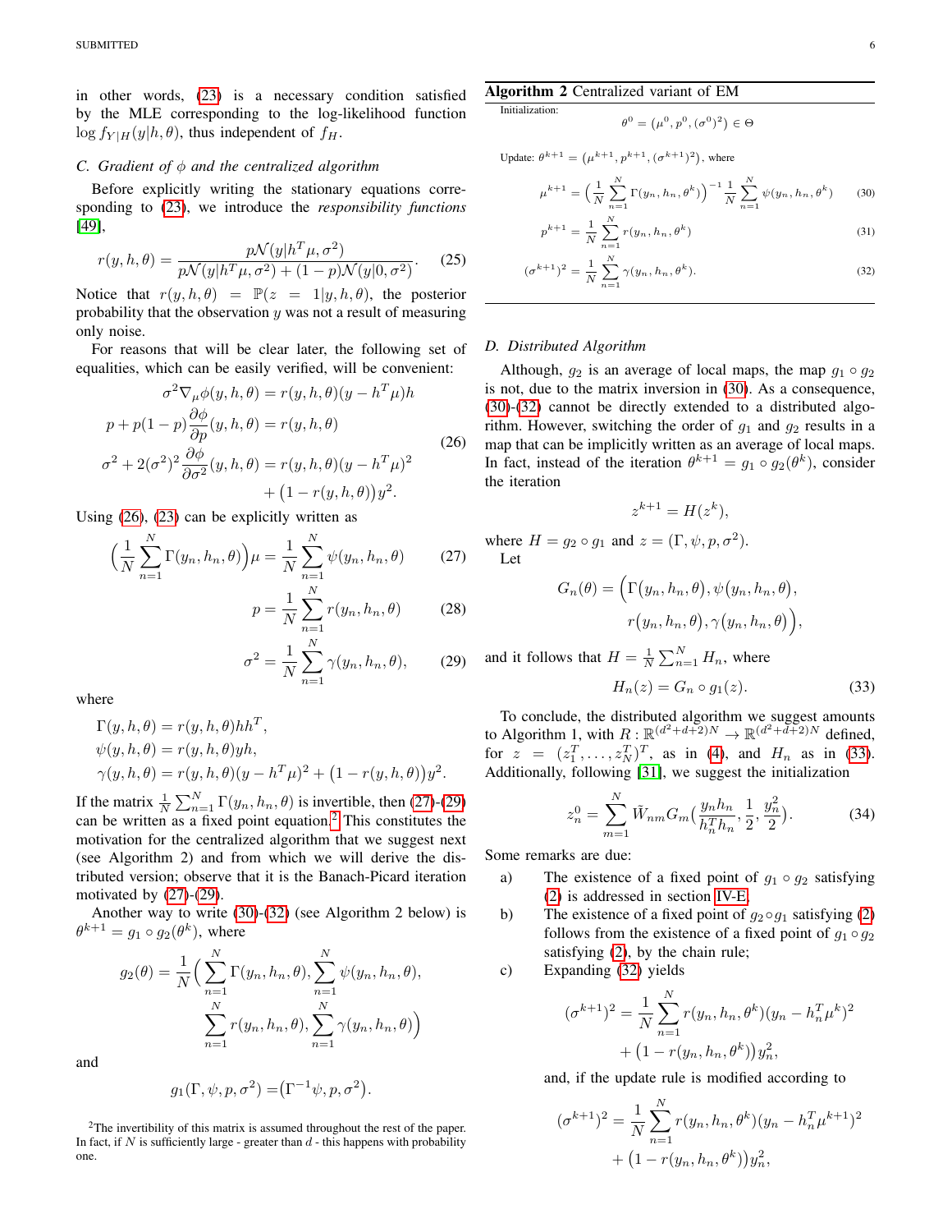in other words, (23) is a necessary condition satisfied by the MLE corresponding to the log-likelihood function $\log f_{Y|H}(y|h,\theta)$, thus independent of $f_H$.

### C. Gradient of $\phi$ and the centralized algorithm

Before explicitly writing the stationary equations corresponding to (23), we introduce the *responsibility functions* [49],

$$r(y,h,\theta) = \frac{p\mathcal{N}(y|h^T\mu,\sigma^2)}{p\mathcal{N}(y|h^T\mu,\sigma^2) + (1-p)\mathcal{N}(y|0,\sigma^2)}. \tag{25}$$

Notice that $r(y,h,\theta) = \mathbb{P}(z=1|y,h,\theta)$, the posterior probability that the observation $y$ was not a result of measuring only noise.

For reasons that will be clear later, the following set of equalities, which can be easily verified, will be convenient:

$$\begin{aligned}
\sigma^2\nabla_\mu\phi(y,h,\theta) &= r(y,h,\theta)(y-h^T\mu)h \\
p + p(1-p)\frac{\partial\phi}{\partial p}(y,h,\theta) &= r(y,h,\theta) \\
\sigma^2 + 2(\sigma^2)^2\frac{\partial\phi}{\partial\sigma^2}(y,h,\theta) &= r(y,h,\theta)(y-h^T\mu)^2 \\
&\quad + \big(1-r(y,h,\theta)\big)y^2.
\end{aligned} \tag{26}$$

Using (26), (23) can be explicitly written as

$$\Big(\frac{1}{N}\sum_{n=1}^N \Gamma(y_n,h_n,\theta)\Big)\mu = \frac{1}{N}\sum_{n=1}^N \psi(y_n,h_n,\theta) \tag{27}$$

$$p = \frac{1}{N}\sum_{n=1}^N r(y_n,h_n,\theta) \tag{28}$$

$$\sigma^2 = \frac{1}{N}\sum_{n=1}^N \gamma(y_n,h_n,\theta), \tag{29}$$

where

$$\begin{aligned}
\Gamma(y,h,\theta) &= r(y,h,\theta)hh^T, \\
\psi(y,h,\theta) &= r(y,h,\theta)yh, \\
\gamma(y,h,\theta) &= r(y,h,\theta)(y-h^T\mu)^2 + \big(1-r(y,h,\theta)\big)y^2.
\end{aligned}$$

If the matrix $\frac{1}{N}\sum_{n=1}^N \Gamma(y_n,h_n,\theta)$ is invertible, then (27)-(29) can be written as a fixed point equation.[2] This constitutes the motivation for the centralized algorithm that we suggest next (see Algorithm 2) and from which we will derive the distributed version; observe that it is the Banach-Picard iteration motivated by (27)-(29).

Another way to write (30)-(32) (see Algorithm 2 below) is $\theta^{k+1} = g_1\circ g_2(\theta^k)$, where

$$\begin{aligned}
g_2(\theta) = \frac{1}{N}\Big(&\sum_{n=1}^N \Gamma(y_n,h_n,\theta), \sum_{n=1}^N \psi(y_n,h_n,\theta), \\
&\sum_{n=1}^N r(y_n,h_n,\theta), \sum_{n=1}^N \gamma(y_n,h_n,\theta)\Big)
\end{aligned}$$

and

$$g_1(\Gamma,\psi,p,\sigma^2) = \big(\Gamma^{-1}\psi, p, \sigma^2\big).$$

[2] The invertibility of this matrix is assumed throughout the rest of the paper. In fact, if $N$ is sufficiently large - greater than $d$ - this happens with probability one.

---

**Algorithm 2** Centralized variant of EM

Initialization:

$$\theta^0 = (\mu^0, p^0, (\sigma^0)^2) \in \Theta$$

Update: $\theta^{k+1} = (\mu^{k+1}, p^{k+1}, (\sigma^{k+1})^2)$, where

$$\mu^{k+1} = \Big(\frac{1}{N}\sum_{n=1}^N \Gamma(y_n,h_n,\theta^k)\Big)^{-1}\frac{1}{N}\sum_{n=1}^N \psi(y_n,h_n,\theta^k) \tag{30}$$

$$p^{k+1} = \frac{1}{N}\sum_{n=1}^N r(y_n,h_n,\theta^k) \tag{31}$$

$$(\sigma^{k+1})^2 = \frac{1}{N}\sum_{n=1}^N \gamma(y_n,h_n,\theta^k). \tag{32}$$

---

### D. Distributed Algorithm

Although, $g_2$ is an average of local maps, the map $g_1\circ g_2$ is not, due to the matrix inversion in (30). As a consequence, (30)-(32) cannot be directly extended to a distributed algorithm. However, switching the order of $g_1$ and $g_2$ results in a map that can be implicitly written as an average of local maps. In fact, instead of the iteration $\theta^{k+1} = g_1\circ g_2(\theta^k)$, consider the iteration

$$z^{k+1} = H(z^k),$$

where $H = g_2\circ g_1$ and $z = (\Gamma,\psi,p,\sigma^2)$.

Let

$$\begin{aligned}
G_n(\theta) = \Big(&\Gamma\big(y_n,h_n,\theta\big), \psi\big(y_n,h_n,\theta\big), \\
&r\big(y_n,h_n,\theta\big), \gamma\big(y_n,h_n,\theta\big)\Big),
\end{aligned}$$

and it follows that $H = \frac{1}{N}\sum_{n=1}^N H_n$, where

$$H_n(z) = G_n\circ g_1(z). \tag{33}$$

To conclude, the distributed algorithm we suggest amounts to Algorithm 1, with $R:\mathbb{R}^{(d^2+d+2)N}\to\mathbb{R}^{(d^2+d+2)N}$ defined, for $z = (z_1^T,\ldots,z_N^T)^T$, as in (4), and $H_n$ as in (33). Additionally, following [31], we suggest the initialization

$$z_n^0 = \sum_{m=1}^N \tilde{W}_{nm}G_m\Big(\frac{y_nh_n}{h_n^Th_n}, \frac{1}{2}, \frac{y_n^2}{2}\Big). \tag{34}$$

Some remarks are due:

a) The existence of a fixed point of $g_1\circ g_2$ satisfying (2) is addressed in section IV-E.

b) The existence of a fixed point of $g_2\circ g_1$ satisfying (2) follows from the existence of a fixed point of $g_1\circ g_2$ satisfying (2), by the chain rule;

c) Expanding (32) yields

$$\begin{aligned}
(\sigma^{k+1})^2 = \frac{1}{N}\sum_{n=1}^N &r(y_n,h_n,\theta^k)(y_n-h_n^T\mu^k)^2 \\
&+ \big(1-r(y_n,h_n,\theta^k)\big)y_n^2,
\end{aligned}$$

and, if the update rule is modified according to

$$\begin{aligned}
(\sigma^{k+1})^2 = \frac{1}{N}\sum_{n=1}^N &r(y_n,h_n,\theta^k)(y_n-h_n^T\mu^{k+1})^2 \\
&+ \big(1-r(y_n,h_n,\theta^k)\big)y_n^2,
\end{aligned}$$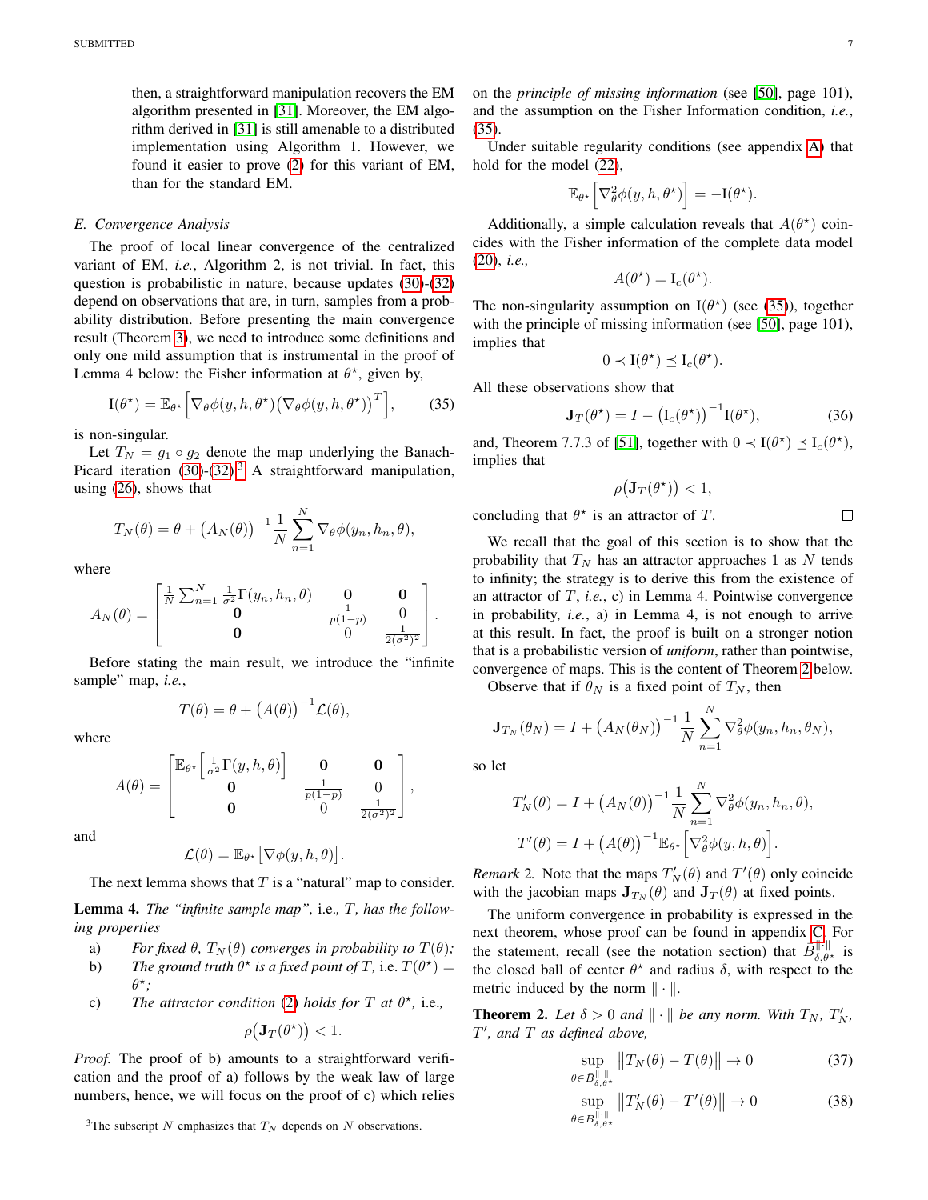then, a straightforward manipulation recovers the EM algorithm presented in [31]. Moreover, the EM algorithm derived in [31] is still amenable to a distributed implementation using Algorithm 1. However, we found it easier to prove (2) for this variant of EM, than for the standard EM.

### E. Convergence Analysis

The proof of local linear convergence of the centralized variant of EM, *i.e.*, Algorithm 2, is not trivial. In fact, this question is probabilistic in nature, because updates (30)-(32) depend on observations that are, in turn, samples from a probability distribution. Before presenting the main convergence result (Theorem 3), we need to introduce some definitions and only one mild assumption that is instrumental in the proof of Lemma 4 below: the Fisher information at $\theta^\star$, given by,

$$\mathrm{I}(\theta^\star) = \mathbb{E}_{\theta^\star}\Big[\nabla_\theta \phi(y,h,\theta^\star)\big(\nabla_\theta\phi(y,h,\theta^\star)\big)^T\Big], \tag{35}$$

is non-singular.

Let $T_N = g_1 \circ g_2$ denote the map underlying the Banach-Picard iteration (30)-(32)[3]. A straightforward manipulation, using (26), shows that

$$T_N(\theta) = \theta + \big(A_N(\theta)\big)^{-1}\frac{1}{N}\sum_{n=1}^{N}\nabla_\theta \phi(y_n,h_n,\theta),$$

where

$$A_N(\theta) = \begin{bmatrix} \frac{1}{N}\sum_{n=1}^{N}\frac{1}{\sigma^2}\Gamma(y_n,h_n,\theta) & \mathbf{0} & \mathbf{0}\\ \mathbf{0} & \frac{1}{p(1-p)} & 0\\ \mathbf{0} & 0 & \frac{1}{2(\sigma^2)^2}\end{bmatrix}.$$

Before stating the main result, we introduce the "infinite sample" map, *i.e.*,

$$T(\theta) = \theta + \big(A(\theta)\big)^{-1}\mathcal{L}(\theta),$$

where

$$A(\theta) = \begin{bmatrix} \mathbb{E}_{\theta^\star}\Big[\frac{1}{\sigma^2}\Gamma(y,h,\theta)\Big] & \mathbf{0} & \mathbf{0}\\ \mathbf{0} & \frac{1}{p(1-p)} & 0\\ \mathbf{0} & 0 & \frac{1}{2(\sigma^2)^2}\end{bmatrix},$$

and

$$\mathcal{L}(\theta) = \mathbb{E}_{\theta^\star}\big[\nabla\phi(y,h,\theta)\big].$$

The next lemma shows that $T$ is a "natural" map to consider.

**Lemma 4.** *The "infinite sample map",* i.e.*, $T$, has the following properties*

- a) *For fixed $\theta$, $T_N(\theta)$ converges in probability to $T(\theta)$;*
- b) *The ground truth $\theta^\star$ is a fixed point of $T$,* i.e. *$T(\theta^\star) = \theta^\star$;*
- c) *The attractor condition (2) holds for $T$ at $\theta^\star$,* i.e.*,*

$$\rho\big(\mathbf{J}_T(\theta^\star)\big) < 1.$$

*Proof.* The proof of b) amounts to a straightforward verification and the proof of a) follows by the weak law of large numbers, hence, we will focus on the proof of c) which relies on the *principle of missing information* (see [50], page 101), and the assumption on the Fisher Information condition, *i.e.*, (35).

Under suitable regularity conditions (see appendix A) that hold for the model (22),

$$\mathbb{E}_{\theta^\star}\Big[\nabla^2_\theta\phi(y,h,\theta^\star)\Big] = -\mathrm{I}(\theta^\star).$$

Additionally, a simple calculation reveals that $A(\theta^\star)$ coincides with the Fisher information of the complete data model (20), *i.e.*,

$$A(\theta^\star) = \mathrm{I}_c(\theta^\star).$$

The non-singularity assumption on $\mathrm{I}(\theta^\star)$ (see (35)), together with the principle of missing information (see [50], page 101), implies that

$$0 \prec \mathrm{I}(\theta^\star) \preceq \mathrm{I}_c(\theta^\star).$$

All these observations show that

$$\mathbf{J}_T(\theta^\star) = I - \big(\mathrm{I}_c(\theta^\star)\big)^{-1}\mathrm{I}(\theta^\star), \tag{36}$$

and, Theorem 7.7.3 of [51], together with $0 \prec \mathrm{I}(\theta^\star) \preceq \mathrm{I}_c(\theta^\star)$, implies that

$$\rho\big(\mathbf{J}_T(\theta^\star)\big) < 1,$$

concluding that $\theta^\star$ is an attractor of $T$. $\square$

We recall that the goal of this section is to show that the probability that $T_N$ has an attractor approaches 1 as $N$ tends to infinity; the strategy is to derive this from the existence of an attractor of $T$, *i.e.*, c) in Lemma 4. Pointwise convergence in probability, *i.e.*, a) in Lemma 4, is not enough to arrive at this result. In fact, the proof is built on a stronger notion that is a probabilistic version of *uniform*, rather than pointwise, convergence of maps. This is the content of Theorem 2 below.

Observe that if $\theta_N$ is a fixed point of $T_N$, then

$$\mathbf{J}_{T_N}(\theta_N) = I + \big(A_N(\theta_N)\big)^{-1}\frac{1}{N}\sum_{n=1}^{N}\nabla^2_\theta\phi(y_n,h_n,\theta_N),$$

so let

$$T'_N(\theta) = I + \big(A_N(\theta)\big)^{-1}\frac{1}{N}\sum_{n=1}^{N}\nabla^2_\theta\phi(y_n,h_n,\theta),$$

$$T'(\theta) = I + \big(A(\theta)\big)^{-1}\mathbb{E}_{\theta^\star}\Big[\nabla^2_\theta\phi(y,h,\theta)\Big].$$

*Remark 2.* Note that the maps $T'_N(\theta)$ and $T'(\theta)$ only coincide with the jacobian maps $\mathbf{J}_{T_N}(\theta)$ and $\mathbf{J}_T(\theta)$ at fixed points.

The uniform convergence in probability is expressed in the next theorem, whose proof can be found in appendix C. For the statement, recall (see the notation section) that $\bar{B}^{\|\cdot\|}_{\delta,\theta^\star}$ is the closed ball of center $\theta^\star$ and radius $\delta$, with respect to the metric induced by the norm $\|\cdot\|$.

**Theorem 2.** *Let $\delta > 0$ and $\|\cdot\|$ be any norm. With $T_N$, $T'_N$, $T'$, and $T$ as defined above,*

$$\sup_{\theta\in\bar{B}^{\|\cdot\|}_{\delta,\theta^\star}}\big\|T_N(\theta) - T(\theta)\big\| \to 0 \tag{37}$$

$$\sup_{\theta\in\bar{B}^{\|\cdot\|}_{\delta,\theta^\star}}\big\|T'_N(\theta) - T'(\theta)\big\| \to 0 \tag{38}$$

[3] The subscript $N$ emphasizes that $T_N$ depends on $N$ observations.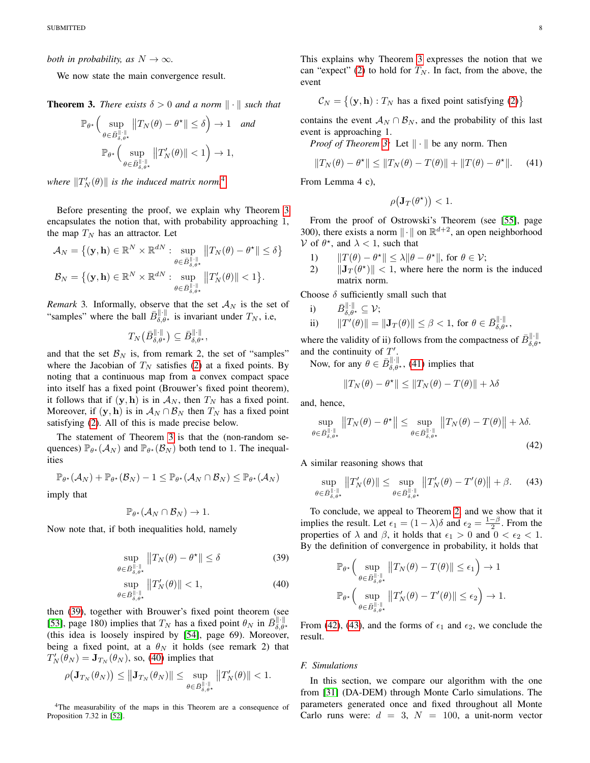*both in probability, as $N \to \infty$.*

We now state the main convergence result.

**Theorem 3.** *There exists $\delta > 0$ and a norm $\|\cdot\|$ such that*

$$\mathbb{P}_{\theta^\star}\Big( \sup_{\theta \in \bar{B}^{\|\cdot\|}_{\delta,\theta^\star}} \big\|T_N(\theta) - \theta^\star\big\| \leq \delta \Big) \to 1 \quad \text{and}$$

$$\mathbb{P}_{\theta^\star}\Big( \sup_{\theta \in \bar{B}^{\|\cdot\|}_{\delta,\theta^\star}} \big\|T'_N(\theta)\big\| < 1 \Big) \to 1,$$

*where $\|T'_N(\theta)\|$ is the induced matrix norm.*[4]

Before presenting the proof, we explain why Theorem 3 encapsulates the notion that, with probability approaching 1, the map $T_N$ has an attractor. Let

$$\mathcal{A}_N = \big\{ (\mathbf{y}, \mathbf{h}) \in \mathbb{R}^N \times \mathbb{R}^{dN} : \sup_{\theta \in \bar{B}^{\|\cdot\|}_{\delta,\theta^\star}} \big\|T_N(\theta) - \theta^\star\big\| \leq \delta \big\}$$

$$\mathcal{B}_N = \big\{ (\mathbf{y}, \mathbf{h}) \in \mathbb{R}^N \times \mathbb{R}^{dN} : \sup_{\theta \in \bar{B}^{\|\cdot\|}_{\delta,\theta^\star}} \big\|T'_N(\theta)\big\| < 1 \big\}.$$

*Remark* 3. Informally, observe that the set $\mathcal{A}_N$ is the set of "samples" where the ball $\bar{B}^{\|\cdot\|}_{\delta,\theta^\star}$ is invariant under $T_N$, i.e,

$$T_N\big(\bar{B}^{\|\cdot\|}_{\delta,\theta^\star}\big) \subseteq \bar{B}^{\|\cdot\|}_{\delta,\theta^\star},$$

and that the set $\mathcal{B}_N$ is, from remark 2, the set of "samples" where the Jacobian of $T_N$ satisfies (2) at a fixed points. By noting that a continuous map from a convex compact space into itself has a fixed point (Brouwer's fixed point theorem), it follows that if $(\mathbf{y}, \mathbf{h})$ is in $\mathcal{A}_N$, then $T_N$ has a fixed point. Moreover, if $(\mathbf{y}, \mathbf{h})$ is in $\mathcal{A}_N \cap \mathcal{B}_N$ then $T_N$ has a fixed point satisfying (2). All of this is made precise below.

The statement of Theorem 3 is that the (non-random sequences) $\mathbb{P}_{\theta^\star}(\mathcal{A}_N)$ and $\mathbb{P}_{\theta^\star}(\mathcal{B}_N)$ both tend to 1. The inequalities

$$\mathbb{P}_{\theta^\star}(\mathcal{A}_N) + \mathbb{P}_{\theta^\star}(\mathcal{B}_N) - 1 \leq \mathbb{P}_{\theta^\star}(\mathcal{A}_N \cap \mathcal{B}_N) \leq \mathbb{P}_{\theta^\star}(\mathcal{A}_N)$$

imply that

$$\mathbb{P}_{\theta^\star}(\mathcal{A}_N \cap \mathcal{B}_N) \to 1.$$

Now note that, if both inequalities hold, namely

$$\sup_{\theta \in \bar{B}^{\|\cdot\|}_{\delta,\theta^\star}} \big\|T_N(\theta) - \theta^\star\big\| \leq \delta \tag{39}$$

$$\sup_{\theta \in \bar{B}^{\|\cdot\|}_{\delta,\theta^\star}} \big\|T'_N(\theta)\big\| < 1, \tag{40}$$

then (39), together with Brouwer's fixed point theorem (see [53], page 180) implies that $T_N$ has a fixed point $\theta_N$ in $\bar{B}^{\|\cdot\|}_{\delta,\theta^\star}$ (this idea is loosely inspired by [54], page 69). Moreover, being a fixed point, at a $\theta_N$ it holds (see remark 2) that $T'_N(\theta_N) = \mathbf{J}_{T_N}(\theta_N)$, so, (40) implies that

$$\rho\big(\mathbf{J}_{T_N}(\theta_N)\big) \leq \big\|\mathbf{J}_{T_N}(\theta_N)\big\| \leq \sup_{\theta \in \bar{B}^{\|\cdot\|}_{\delta,\theta^\star}} \big\|T'_N(\theta)\big\| < 1.$$

[4] The measurability of the maps in this Theorem are a consequence of Proposition 7.32 in [52].

This explains why Theorem 3 expresses the notion that we can "expect" (2) to hold for $T_N$. In fact, from the above, the event

$$\mathcal{C}_N = \big\{ (\mathbf{y}, \mathbf{h}) : T_N \text{ has a fixed point satisfying (2)} \big\}$$

contains the event $\mathcal{A}_N \cap \mathcal{B}_N$, and the probability of this last event is approaching 1.

*Proof of Theorem 3:* Let $\|\cdot\|$ be any norm. Then

$$\|T_N(\theta) - \theta^\star\| \leq \|T_N(\theta) - T(\theta)\| + \|T(\theta) - \theta^\star\|. \tag{41}$$

From Lemma 4 c),

$$\rho\big(\mathbf{J}_T(\theta^\star)\big) < 1.$$

From the proof of Ostrowski's Theorem (see [55], page 300), there exists a norm $\|\cdot\|$ on $\mathbb{R}^{d+2}$, an open neighborhood $\mathcal{V}$ of $\theta^\star$, and $\lambda < 1$, such that

1) $\|T(\theta) - \theta^\star\| \leq \lambda \|\theta - \theta^\star\|$, for $\theta \in \mathcal{V}$;
2) $\|\mathbf{J}_T(\theta^\star)\| < 1$, where here the norm is the induced matrix norm.

Choose $\delta$ sufficiently small such that

i) $\bar{B}^{\|\cdot\|}_{\delta,\theta^\star} \subseteq \mathcal{V}$;
ii) $\|T'(\theta)\| = \|\mathbf{J}_T(\theta)\| \leq \beta < 1$, for $\theta \in \bar{B}^{\|\cdot\|}_{\delta,\theta^\star}$,

where the validity of ii) follows from the compactness of $\bar{B}^{\|\cdot\|}_{\delta,\theta^\star}$ and the continuity of $T'$.

Now, for any $\theta \in \bar{B}^{\|\cdot\|}_{\delta,\theta^\star}$, (41) implies that

$$\|T_N(\theta) - \theta^\star\| \leq \|T_N(\theta) - T(\theta)\| + \lambda\delta$$

and, hence,

$$\sup_{\theta \in \bar{B}^{\|\cdot\|}_{\delta,\theta^\star}} \big\|T_N(\theta) - \theta^\star\big\| \leq \sup_{\theta \in \bar{B}^{\|\cdot\|}_{\delta,\theta^\star}} \big\|T_N(\theta) - T(\theta)\big\| + \lambda\delta. \tag{42}$$

A similar reasoning shows that

$$\sup_{\theta \in \bar{B}^{\|\cdot\|}_{\delta,\theta^\star}} \big\|T'_N(\theta)\big\| \leq \sup_{\theta \in \bar{B}^{\|\cdot\|}_{\delta,\theta^\star}} \big\|T'_N(\theta) - T'(\theta)\big\| + \beta. \tag{43}$$

To conclude, we appeal to Theorem 2 and we show that it implies the result. Let $\epsilon_1 = (1-\lambda)\delta$ and $\epsilon_2 = \frac{1-\beta}{2}$. From the properties of $\lambda$ and $\beta$, it holds that $\epsilon_1 > 0$ and $0 < \epsilon_2 < 1$. By the definition of convergence in probability, it holds that

$$\mathbb{P}_{\theta^\star}\Big( \sup_{\theta \in B^{\|\cdot\|}_{\delta,\theta^\star}} \big\|T_N(\theta) - T(\theta)\big\| \leq \epsilon_1 \Big) \to 1$$

$$\mathbb{P}_{\theta^\star}\Big( \sup_{\theta \in B^{\|\cdot\|}_{\delta,\theta^\star}} \big\|T'_N(\theta) - T'(\theta)\big\| \leq \epsilon_2 \Big) \to 1.$$

From (42), (43), and the forms of $\epsilon_1$ and $\epsilon_2$, we conclude the result.

### F. Simulations

In this section, we compare our algorithm with the one from [31] (DA-DEM) through Monte Carlo simulations. The parameters generated once and fixed throughout all Monte Carlo runs were: $d = 3$, $N = 100$, a unit-norm vector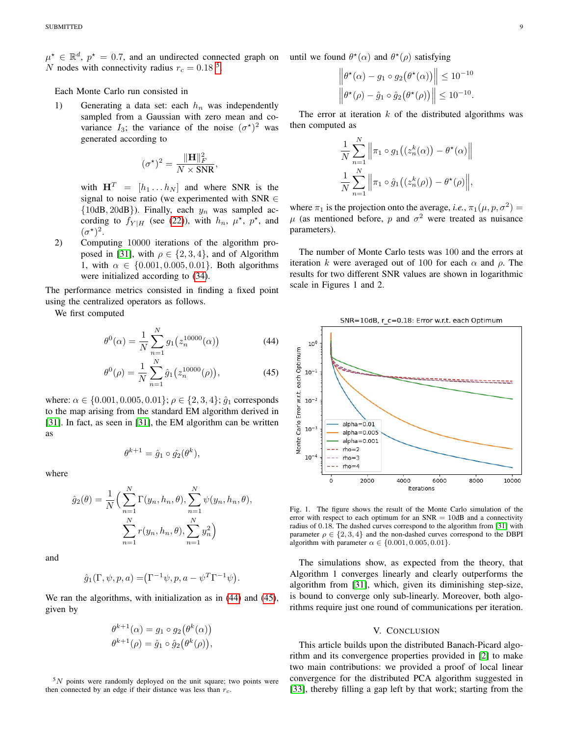$\mu^\star \in \mathbb{R}^d$, $p^\star = 0.7$, and an undirected connected graph on $N$ nodes with connectivity radius $r_c = 0.18$ [5].

Each Monte Carlo run consisted in

1) Generating a data set: each $h_n$ was independently sampled from a Gaussian with zero mean and covariance $I_3$; the variance of the noise $(\sigma^\star)^2$ was generated according to

$$(\sigma^\star)^2 = \frac{\|\mathbf{H}\|_F^2}{N \times \text{SNR}},$$

with $\mathbf{H}^T = [h_1 \ldots h_N]$ and where SNR is the signal to noise ratio (we experimented with SNR $\in \{10\text{dB}, 20\text{dB}\}$). Finally, each $y_n$ was sampled according to $f_{Y|H}$ (see (22)), with $h_n$, $\mu^\star$, $p^\star$, and $(\sigma^\star)^2$.

2) Computing 10000 iterations of the algorithm proposed in [31], with $\rho \in \{2, 3, 4\}$, and of Algorithm 1, with $\alpha \in \{0.001, 0.005, 0.01\}$. Both algorithms were initialized according to (34).

The performance metrics consisted in finding a fixed point using the centralized operators as follows.

We first computed

$$\theta^0(\alpha) = \frac{1}{N}\sum_{n=1}^{N} g_1\big(z_n^{10000}(\alpha)\big) \tag{44}$$

$$\theta^0(\rho) = \frac{1}{N}\sum_{n=1}^{N} \hat{g}_1\big(z_n^{10000}(\rho)\big), \tag{45}$$

where: $\alpha \in \{0.001, 0.005, 0.01\}$; $\rho \in \{2, 3, 4\}$; $\hat{g}_1$ corresponds to the map arising from the standard EM algorithm derived in [31]. In fact, as seen in [31], the EM algorithm can be written as

$$\theta^{k+1} = \hat{g}_1 \circ \hat{g}_2(\theta^k),$$

where

$$\hat{g}_2(\theta) = \frac{1}{N}\Big(\sum_{n=1}^{N}\Gamma(y_n, h_n, \theta), \sum_{n=1}^{N}\psi(y_n, h_n, \theta), \sum_{n=1}^{N} r(y_n, h_n, \theta), \sum_{n=1}^{N} y_n^2\Big)$$

and

$$\hat{g}_1(\Gamma, \psi, p, a) = \big(\Gamma^{-1}\psi, p, a - \psi^T\Gamma^{-1}\psi\big).$$

We ran the algorithms, with initialization as in (44) and (45), given by

$$\theta^{k+1}(\alpha) = g_1 \circ g_2\big(\theta^k(\alpha)\big)$$
$$\theta^{k+1}(\rho) = \hat{g}_1 \circ \hat{g}_2\big(\theta^k(\rho)\big),$$

until we found $\theta^\star(\alpha)$ and $\theta^\star(\rho)$ satisfying

$$\Big\|\theta^\star(\alpha) - g_1 \circ g_2\big(\theta^\star(\alpha)\big)\Big\| \le 10^{-10}$$
$$\Big\|\theta^\star(\rho) - \hat{g}_1 \circ \hat{g}_2\big(\theta^\star(\rho)\big)\Big\| \le 10^{-10}.$$

The error at iteration $k$ of the distributed algorithms was then computed as

$$\frac{1}{N}\sum_{n=1}^{N}\Big\|\pi_1 \circ g_1\big((z_n^k(\alpha)\big) - \theta^\star(\alpha)\Big\|$$
$$\frac{1}{N}\sum_{n=1}^{N}\Big\|\pi_1 \circ \hat{g}_1\big((z_n^k(\rho)\big) - \theta^\star(\rho)\Big\|,$$

where $\pi_1$ is the projection onto the average, *i.e.*, $\pi_1(\mu, p, \sigma^2) = \mu$ (as mentioned before, $p$ and $\sigma^2$ were treated as nuisance parameters).

The number of Monte Carlo tests was 100 and the errors at iteration $k$ were averaged out of 100 for each $\alpha$ and $\rho$. The results for two different SNR values are shown in logarithmic scale in Figures 1 and 2.

Fig. 1. The figure shows the result of the Monte Carlo simulation of the error with respect to each optimum for an SNR = 10dB and a connectivity radius of 0.18. The dashed curves correspond to the algorithm from [31] with parameter $\rho \in \{2, 3, 4\}$ and the non-dashed curves correspond to the DBPI algorithm with parameter $\alpha \in \{0.001, 0.005, 0.01\}$.

The simulations show, as expected from the theory, that Algorithm 1 converges linearly and clearly outperforms the algorithm from [31], which, given its diminishing step-size, is bound to converge only sub-linearly. Moreover, both algorithms require just one round of communications per iteration.

## V. Conclusion

This article builds upon the distributed Banach-Picard algorithm and its convergence properties provided in [2] to make two main contributions: we provided a proof of local linear convergence for the distributed PCA algorithm suggested in [33], thereby filling a gap left by that work; starting from the

[5] $N$ points were randomly deployed on the unit square; two points were then connected by an edge if their distance was less than $r_c$.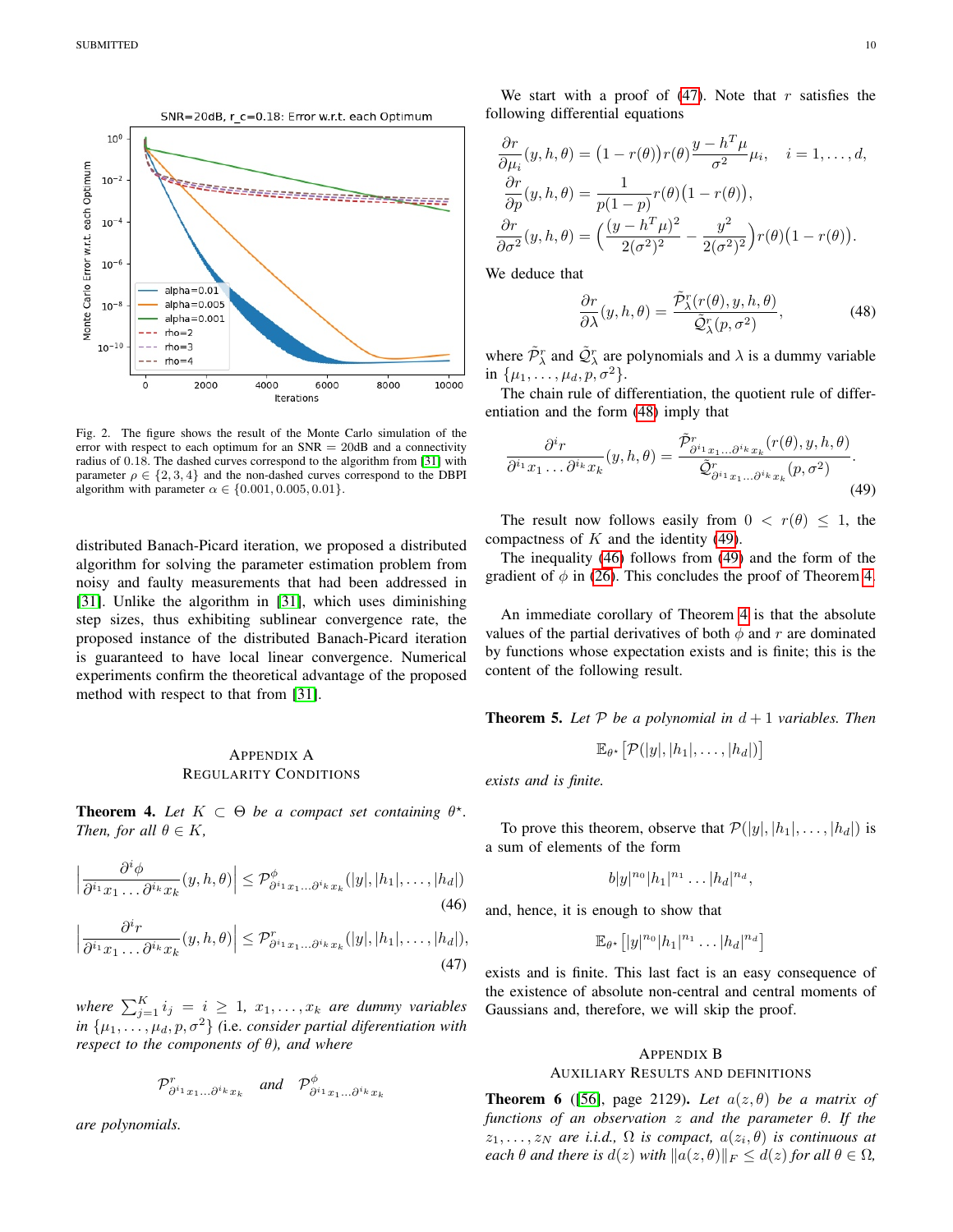Fig. 2. The figure shows the result of the Monte Carlo simulation of the error with respect to each optimum for an SNR = 20dB and a connectivity radius of 0.18. The dashed curves correspond to the algorithm from [31] with parameter $\rho \in \{2, 3, 4\}$ and the non-dashed curves correspond to the DBPI algorithm with parameter $\alpha \in \{0.001, 0.005, 0.01\}$.

distributed Banach-Picard iteration, we proposed a distributed algorithm for solving the parameter estimation problem from noisy and faulty measurements that had been addressed in [31]. Unlike the algorithm in [31], which uses diminishing step sizes, thus exhibiting sublinear convergence rate, the proposed instance of the distributed Banach-Picard iteration is guaranteed to have local linear convergence. Numerical experiments confirm the theoretical advantage of the proposed method with respect to that from [31].

## Appendix A
## Regularity Conditions

**Theorem 4.** *Let $K \subset \Theta$ be a compact set containing $\theta^\star$. Then, for all $\theta \in K$,*

$$\left|\frac{\partial^i \phi}{\partial^{i_1} x_1 \dots \partial^{i_k} x_k}(y, h, \theta)\right| \le \mathcal{P}^\phi_{\partial^{i_1} x_1 \dots \partial^{i_k} x_k}(|y|, |h_1|, \dots, |h_d|) \tag{46}$$

$$\left|\frac{\partial^i r}{\partial^{i_1} x_1 \dots \partial^{i_k} x_k}(y, h, \theta)\right| \le \mathcal{P}^r_{\partial^{i_1} x_1 \dots \partial^{i_k} x_k}(|y|, |h_1|, \dots, |h_d|), \tag{47}$$

*where $\sum_{j=1}^K i_j = i \ge 1$, $x_1, \dots, x_k$ are dummy variables in $\{\mu_1, \dots, \mu_d, p, \sigma^2\}$ (i.e. consider partial diferentiation with respect to the components of $\theta$), and where*

$$\mathcal{P}^r_{\partial^{i_1} x_1 \dots \partial^{i_k} x_k} \quad \textit{and} \quad \mathcal{P}^\phi_{\partial^{i_1} x_1 \dots \partial^{i_k} x_k}$$

*are polynomials.*

We start with a proof of (47). Note that $r$ satisfies the following differential equations

$$\frac{\partial r}{\partial \mu_i}(y, h, \theta) = \big(1 - r(\theta)\big) r(\theta) \frac{y - h^T \mu}{\sigma^2} \mu_i, \quad i = 1, \dots, d,$$

$$\frac{\partial r}{\partial p}(y, h, \theta) = \frac{1}{p(1-p)} r(\theta)\big(1 - r(\theta)\big),$$

$$\frac{\partial r}{\partial \sigma^2}(y, h, \theta) = \Big(\frac{(y - h^T \mu)^2}{2(\sigma^2)^2} - \frac{y^2}{2(\sigma^2)^2}\Big) r(\theta)\big(1 - r(\theta)\big).$$

We deduce that

$$\frac{\partial r}{\partial \lambda}(y, h, \theta) = \frac{\tilde{\mathcal{P}}^r_\lambda(r(\theta), y, h, \theta)}{\tilde{\mathcal{Q}}^r_\lambda(p, \sigma^2)}, \tag{48}$$

where $\tilde{\mathcal{P}}^r_\lambda$ and $\tilde{\mathcal{Q}}^r_\lambda$ are polynomials and $\lambda$ is a dummy variable in $\{\mu_1, \dots, \mu_d, p, \sigma^2\}$.

The chain rule of differentiation, the quotient rule of differentiation and the form (48) imply that

$$\frac{\partial^i r}{\partial^{i_1} x_1 \dots \partial^{i_k} x_k}(y, h, \theta) = \frac{\tilde{\mathcal{P}}^r_{\partial^{i_1} x_1 \dots \partial^{i_k} x_k}(r(\theta), y, h, \theta)}{\tilde{\mathcal{Q}}^r_{\partial^{i_1} x_1 \dots \partial^{i_k} x_k}(p, \sigma^2)}. \tag{49}$$

The result now follows easily from $0 < r(\theta) \le 1$, the compactness of $K$ and the identity (49).

The inequality (46) follows from (49) and the form of the gradient of $\phi$ in (26). This concludes the proof of Theorem 4.

An immediate corollary of Theorem 4 is that the absolute values of the partial derivatives of both $\phi$ and $r$ are dominated by functions whose expectation exists and is finite; this is the content of the following result.

**Theorem 5.** *Let $\mathcal{P}$ be a polynomial in $d+1$ variables. Then*

$$\mathbb{E}_{\theta^\star}\big[\mathcal{P}(|y|, |h_1|, \dots, |h_d|)\big]$$

*exists and is finite.*

To prove this theorem, observe that $\mathcal{P}(|y|, |h_1|, \dots, |h_d|)$ is a sum of elements of the form

$$b|y|^{n_0}|h_1|^{n_1} \dots |h_d|^{n_d},$$

and, hence, it is enough to show that

$$\mathbb{E}_{\theta^\star}\big[|y|^{n_0}|h_1|^{n_1} \dots |h_d|^{n_d}\big]$$

exists and is finite. This last fact is an easy consequence of the existence of absolute non-central and central moments of Gaussians and, therefore, we will skip the proof.

## Appendix B
## Auxiliary Results and Definitions

**Theorem 6** ([56], page 2129). *Let $a(z, \theta)$ be a matrix of functions of an observation $z$ and the parameter $\theta$. If the $z_1, \dots, z_N$ are i.i.d., $\Omega$ is compact, $a(z_i, \theta)$ is continuous at each $\theta$ and there is $d(z)$ with $\|a(z, \theta)\|_F \le d(z)$ for all $\theta \in \Omega$,*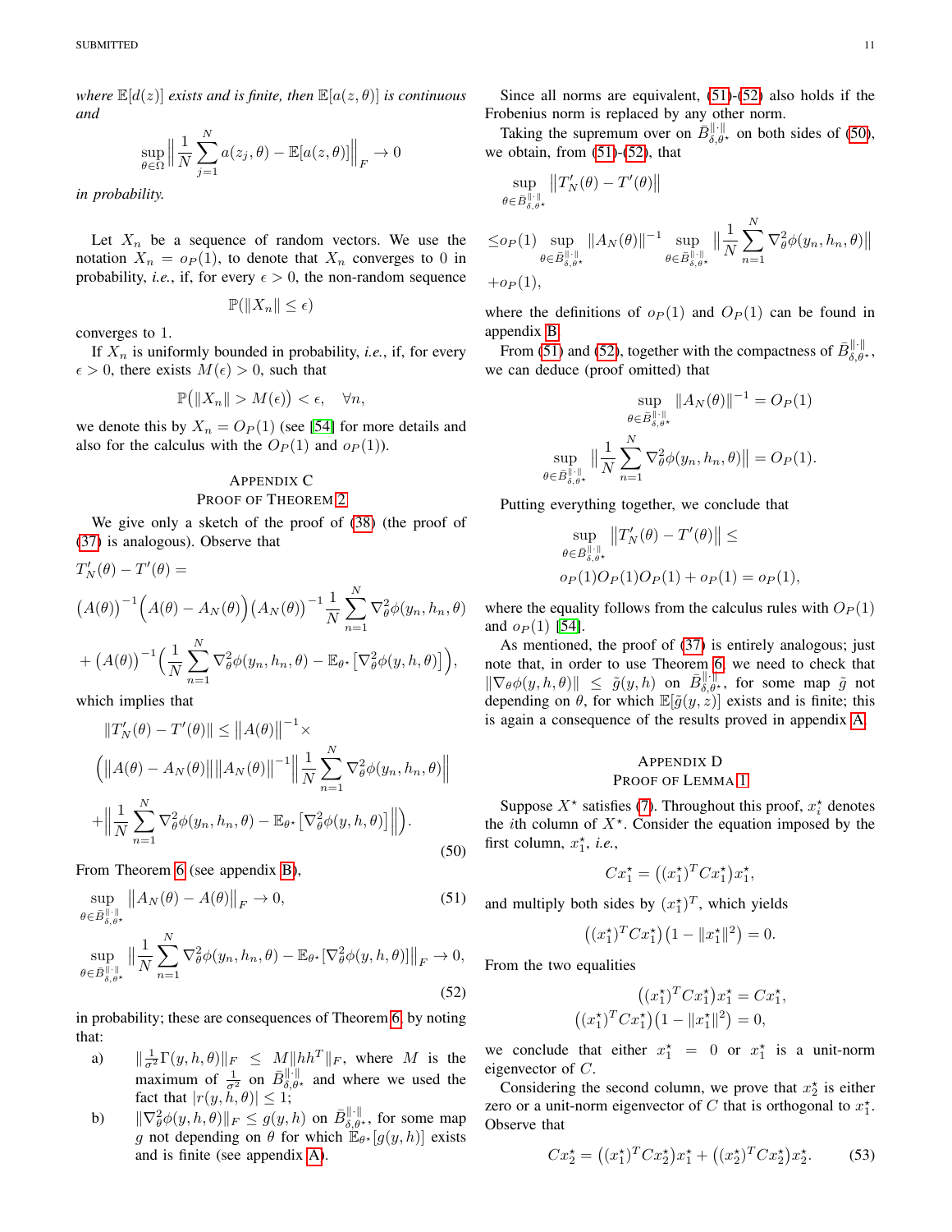*where* $\mathbb{E}[d(z)]$ *exists and is finite, then* $\mathbb{E}[a(z,\theta)]$ *is continuous and*

$$\sup_{\theta\in\Omega}\Big\|\frac{1}{N}\sum_{j=1}^{N}a(z_j,\theta)-\mathbb{E}[a(z,\theta)]\Big\|_F\to 0$$

*in probability.*

Let $X_n$ be a sequence of random vectors. We use the notation $X_n = o_P(1)$, to denote that $X_n$ converges to 0 in probability, *i.e.*, if, for every $\epsilon > 0$, the non-random sequence

$$\mathbb{P}(\|X_n\|\leq\epsilon)$$

converges to 1.

If $X_n$ is uniformly bounded in probability, *i.e.*, if, for every $\epsilon > 0$, there exists $M(\epsilon) > 0$, such that

$$\mathbb{P}\big(\|X_n\|>M(\epsilon)\big)<\epsilon,\quad\forall n,$$

we denote this by $X_n = O_P(1)$ (see [54] for more details and also for the calculus with the $O_P(1)$ and $o_P(1)$).

## Appendix C
## Proof of Theorem 2

We give only a sketch of the proof of (38) (the proof of (37) is analogous). Observe that

$$T'_N(\theta)-T'(\theta)=$$
$$\big(A(\theta)\big)^{-1}\Big(A(\theta)-A_N(\theta)\Big)\big(A_N(\theta)\big)^{-1}\frac{1}{N}\sum_{n=1}^{N}\nabla^2_\theta\phi(y_n,h_n,\theta)$$
$$+\big(A(\theta)\big)^{-1}\Big(\frac{1}{N}\sum_{n=1}^{N}\nabla^2_\theta\phi(y_n,h_n,\theta)-\mathbb{E}_{\theta^\star}\big[\nabla^2_\theta\phi(y,h,\theta)\big]\Big),$$

which implies that

$$\|T'_N(\theta)-T'(\theta)\|\leq\big\|A(\theta)\big\|^{-1}\times$$
$$\Big(\big\|A(\theta)-A_N(\theta)\big\|\big\|A_N(\theta)\big\|^{-1}\Big\|\frac{1}{N}\sum_{n=1}^{N}\nabla^2_\theta\phi(y_n,h_n,\theta)\Big\|$$
$$+\Big\|\frac{1}{N}\sum_{n=1}^{N}\nabla^2_\theta\phi(y_n,h_n,\theta)-\mathbb{E}_{\theta^\star}\big[\nabla^2_\theta\phi(y,h,\theta)\big]\Big\|\Big).\tag{50}$$

From Theorem 6 (see appendix B),

$$\sup_{\theta\in\bar{B}^{\|\cdot\|}_{\delta,\theta^\star}}\big\|A_N(\theta)-A(\theta)\big\|_F\to 0,\tag{51}$$

$$\sup_{\theta\in\bar{B}^{\|\cdot\|}_{\delta,\theta^\star}}\Big\|\frac{1}{N}\sum_{n=1}^{N}\nabla^2_\theta\phi(y_n,h_n,\theta)-\mathbb{E}_{\theta^\star}[\nabla^2_\theta\phi(y,h,\theta)]\Big\|_F\to 0,\tag{52}$$

in probability; these are consequences of Theorem 6, by noting that:

a) $\|\frac{1}{\sigma^2}\Gamma(y,h,\theta)\|_F\leq M\|hh^T\|_F$, where $M$ is the maximum of $\frac{1}{\sigma^2}$ on $\bar{B}^{\|\cdot\|}_{\delta,\theta^\star}$ and where we used the fact that $|r(y,h,\theta)|\leq 1$;

b) $\|\nabla^2_\theta\phi(y,h,\theta)\|_F\leq g(y,h)$ on $\bar{B}^{\|\cdot\|}_{\delta,\theta^\star}$, for some map $g$ not depending on $\theta$ for which $\mathbb{E}_{\theta^\star}[g(y,h)]$ exists and is finite (see appendix A).

Since all norms are equivalent, (51)-(52) also holds if the Frobenius norm is replaced by any other norm.

Taking the supremum over on $\bar{B}^{\|\cdot\|}_{\delta,\theta^\star}$ on both sides of (50), we obtain, from (51)-(52), that

$$\sup_{\theta\in\bar{B}^{\|\cdot\|}_{\delta,\theta^\star}}\big\|T'_N(\theta)-T'(\theta)\big\|$$
$$\leq o_P(1)\sup_{\theta\in\bar{B}^{\|\cdot\|}_{\delta,\theta^\star}}\|A_N(\theta)\|^{-1}\sup_{\theta\in\bar{B}^{\|\cdot\|}_{\delta,\theta^\star}}\Big\|\frac{1}{N}\sum_{n=1}^{N}\nabla^2_\theta\phi(y_n,h_n,\theta)\Big\|$$
$$+o_P(1),$$

where the definitions of $o_P(1)$ and $O_P(1)$ can be found in appendix B.

From (51) and (52), together with the compactness of $\bar{B}^{\|\cdot\|}_{\delta,\theta^\star}$, we can deduce (proof omitted) that

$$\sup_{\theta\in\bar{B}^{\|\cdot\|}_{\delta,\theta^\star}}\|A_N(\theta)\|^{-1}=O_P(1)$$

$$\sup_{\theta\in\bar{B}^{\|\cdot\|}_{\delta,\theta^\star}}\Big\|\frac{1}{N}\sum_{n=1}^{N}\nabla^2_\theta\phi(y_n,h_n,\theta)\Big\|=O_P(1).$$

Putting everything together, we conclude that

$$\sup_{\theta\in\bar{B}^{\|\cdot\|}_{\delta,\theta^\star}}\big\|T'_N(\theta)-T'(\theta)\big\|\leq$$
$$o_P(1)O_P(1)O_P(1)+o_P(1)=o_P(1),$$

where the equality follows from the calculus rules with $O_P(1)$ and $o_P(1)$ [54].

As mentioned, the proof of (37) is entirely analogous; just note that, in order to use Theorem 6, we need to check that $\|\nabla_\theta\phi(y,h,\theta)\|\leq\tilde{g}(y,h)$ on $\bar{B}^{\|\cdot\|}_{\delta,\theta^\star}$, for some map $\tilde{g}$ not depending on $\theta$, for which $\mathbb{E}[\tilde{g}(y,z)]$ exists and is finite; this is again a consequence of the results proved in appendix A.

## Appendix D
## Proof of Lemma 1

Suppose $X^\star$ satisfies (7). Throughout this proof, $x_i^\star$ denotes the $i$th column of $X^\star$. Consider the equation imposed by the first column, $x_1^\star$, *i.e.*,

$$Cx_1^\star=\big((x_1^\star)^TCx_1^\star\big)x_1^\star,$$

and multiply both sides by $(x_1^\star)^T$, which yields

$$\big((x_1^\star)^TCx_1^\star\big)\big(1-\|x_1^\star\|^2\big)=0.$$

From the two equalities

$$\big((x_1^\star)^TCx_1^\star\big)x_1^\star=Cx_1^\star,$$
$$\big((x_1^\star)^TCx_1^\star\big)\big(1-\|x_1^\star\|^2\big)=0,$$

we conclude that either $x_1^\star = 0$ or $x_1^\star$ is a unit-norm eigenvector of $C$.

Considering the second column, we prove that $x_2^\star$ is either zero or a unit-norm eigenvector of $C$ that is orthogonal to $x_1^\star$. Observe that

$$Cx_2^\star=\big((x_1^\star)^TCx_2^\star\big)x_1^\star+\big((x_2^\star)^TCx_2^\star\big)x_2^\star.\tag{53}$$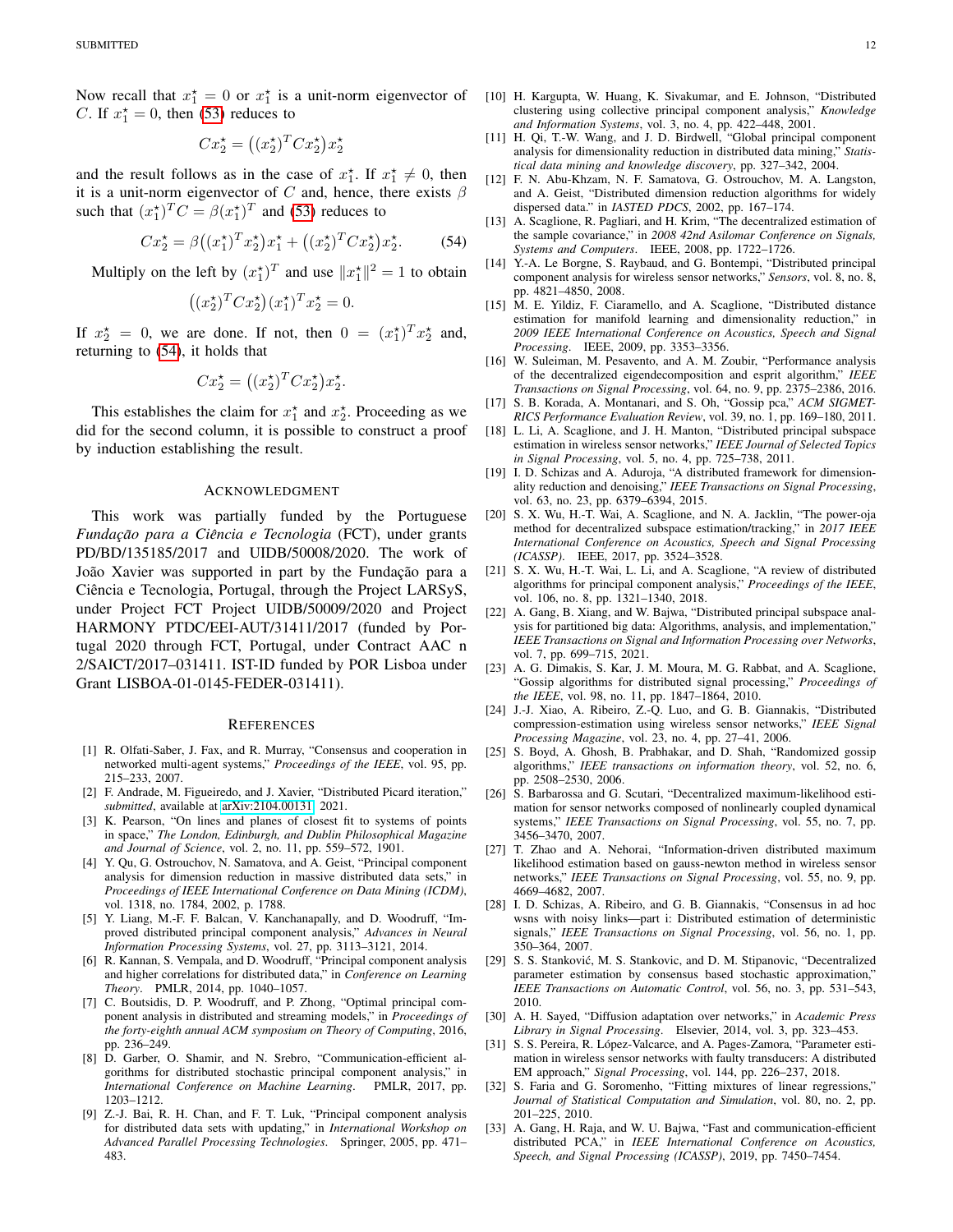Now recall that $x_1^\star = 0$ or $x_1^\star$ is a unit-norm eigenvector of $C$. If $x_1^\star = 0$, then (53) reduces to

$$Cx_2^\star = \big((x_2^\star)^T C x_2^\star\big) x_2^\star$$

and the result follows as in the case of $x_1^\star$. If $x_1^\star \neq 0$, then it is a unit-norm eigenvector of $C$ and, hence, there exists $\beta$ such that $(x_1^\star)^T C = \beta (x_1^\star)^T$ and (53) reduces to

$$Cx_2^\star = \beta\big((x_1^\star)^T x_2^\star\big) x_1^\star + \big((x_2^\star)^T C x_2^\star\big) x_2^\star. \tag{54}$$

Multiply on the left by $(x_1^\star)^T$ and use $\|x_1^\star\|^2 = 1$ to obtain

$$\big((x_2^\star)^T C x_2^\star\big)(x_1^\star)^T x_2^\star = 0.$$

If $x_2^\star = 0$, we are done. If not, then $0 = (x_1^\star)^T x_2^\star$ and, returning to (54), it holds that

$$Cx_2^\star = \big((x_2^\star)^T C x_2^\star\big) x_2^\star.$$

This establishes the claim for $x_1^\star$ and $x_2^\star$. Proceeding as we did for the second column, it is possible to construct a proof by induction establishing the result.

## Acknowledgment

This work was partially funded by the Portuguese *Fundação para a Ciência e Tecnologia* (FCT), under grants PD/BD/135185/2017 and UIDB/50008/2020. The work of João Xavier was supported in part by the Fundação para a Ciência e Tecnologia, Portugal, through the Project LARSyS, under Project FCT Project UIDB/50009/2020 and Project HARMONY PTDC/EEI-AUT/31411/2017 (funded by Portugal 2020 through FCT, Portugal, under Contract AAC n 2/SAICT/2017–031411. IST-ID funded by POR Lisboa under Grant LISBOA-01-0145-FEDER-031411).

## References

[1] R. Olfati-Saber, J. Fax, and R. Murray, "Consensus and cooperation in networked multi-agent systems," *Proceedings of the IEEE*, vol. 95, pp. 215–233, 2007.

[2] F. Andrade, M. Figueiredo, and J. Xavier, "Distributed Picard iteration," *submitted*, available at arXiv:2104.00131, 2021.

[3] K. Pearson, "On lines and planes of closest fit to systems of points in space," *The London, Edinburgh, and Dublin Philosophical Magazine and Journal of Science*, vol. 2, no. 11, pp. 559–572, 1901.

[4] Y. Qu, G. Ostrouchov, N. Samatova, and A. Geist, "Principal component analysis for dimension reduction in massive distributed data sets," in *Proceedings of IEEE International Conference on Data Mining (ICDM)*, vol. 1318, no. 1784, 2002, p. 1788.

[5] Y. Liang, M.-F. F. Balcan, V. Kanchanapally, and D. Woodruff, "Improved distributed principal component analysis," *Advances in Neural Information Processing Systems*, vol. 27, pp. 3113–3121, 2014.

[6] R. Kannan, S. Vempala, and D. Woodruff, "Principal component analysis and higher correlations for distributed data," in *Conference on Learning Theory*. PMLR, 2014, pp. 1040–1057.

[7] C. Boutsidis, D. P. Woodruff, and P. Zhong, "Optimal principal component analysis in distributed and streaming models," in *Proceedings of the forty-eighth annual ACM symposium on Theory of Computing*, 2016, pp. 236–249.

[8] D. Garber, O. Shamir, and N. Srebro, "Communication-efficient algorithms for distributed stochastic principal component analysis," in *International Conference on Machine Learning*. PMLR, 2017, pp. 1203–1212.

[9] Z.-J. Bai, R. H. Chan, and F. T. Luk, "Principal component analysis for distributed data sets with updating," in *International Workshop on Advanced Parallel Processing Technologies*. Springer, 2005, pp. 471–483.

[10] H. Kargupta, W. Huang, K. Sivakumar, and E. Johnson, "Distributed clustering using collective principal component analysis," *Knowledge and Information Systems*, vol. 3, no. 4, pp. 422–448, 2001.

[11] H. Qi, T.-W. Wang, and J. D. Birdwell, "Global principal component analysis for dimensionality reduction in distributed data mining," *Statistical data mining and knowledge discovery*, pp. 327–342, 2004.

[12] F. N. Abu-Khzam, N. F. Samatova, G. Ostrouchov, M. A. Langston, and A. Geist, "Distributed dimension reduction algorithms for widely dispersed data." in *IASTED PDCS*, 2002, pp. 167–174.

[13] A. Scaglione, R. Pagliari, and H. Krim, "The decentralized estimation of the sample covariance," in *2008 42nd Asilomar Conference on Signals, Systems and Computers*. IEEE, 2008, pp. 1722–1726.

[14] Y.-A. Le Borgne, S. Raybaud, and G. Bontempi, "Distributed principal component analysis for wireless sensor networks," *Sensors*, vol. 8, no. 8, pp. 4821–4850, 2008.

[15] M. E. Yildiz, F. Ciaramello, and A. Scaglione, "Distributed distance estimation for manifold learning and dimensionality reduction," in *2009 IEEE International Conference on Acoustics, Speech and Signal Processing*. IEEE, 2009, pp. 3353–3356.

[16] W. Suleiman, M. Pesavento, and A. M. Zoubir, "Performance analysis of the decentralized eigendecomposition and esprit algorithm," *IEEE Transactions on Signal Processing*, vol. 64, no. 9, pp. 2375–2386, 2016.

[17] S. B. Korada, A. Montanari, and S. Oh, "Gossip pca," *ACM SIGMETRICS Performance Evaluation Review*, vol. 39, no. 1, pp. 169–180, 2011.

[18] L. Li, A. Scaglione, and J. H. Manton, "Distributed principal subspace estimation in wireless sensor networks," *IEEE Journal of Selected Topics in Signal Processing*, vol. 5, no. 4, pp. 725–738, 2011.

[19] I. D. Schizas and A. Aduroja, "A distributed framework for dimensionality reduction and denoising," *IEEE Transactions on Signal Processing*, vol. 63, no. 23, pp. 6379–6394, 2015.

[20] S. X. Wu, H.-T. Wai, A. Scaglione, and N. A. Jacklin, "The power-oja method for decentralized subspace estimation/tracking," in *2017 IEEE International Conference on Acoustics, Speech and Signal Processing (ICASSP)*. IEEE, 2017, pp. 3524–3528.

[21] S. X. Wu, H.-T. Wai, L. Li, and A. Scaglione, "A review of distributed algorithms for principal component analysis," *Proceedings of the IEEE*, vol. 106, no. 8, pp. 1321–1340, 2018.

[22] A. Gang, B. Xiang, and W. Bajwa, "Distributed principal subspace analysis for partitioned big data: Algorithms, analysis, and implementation," *IEEE Transactions on Signal and Information Processing over Networks*, vol. 7, pp. 699–715, 2021.

[23] A. G. Dimakis, S. Kar, J. M. Moura, M. G. Rabbat, and A. Scaglione, "Gossip algorithms for distributed signal processing," *Proceedings of the IEEE*, vol. 98, no. 11, pp. 1847–1864, 2010.

[24] J.-J. Xiao, A. Ribeiro, Z.-Q. Luo, and G. B. Giannakis, "Distributed compression-estimation using wireless sensor networks," *IEEE Signal Processing Magazine*, vol. 23, no. 4, pp. 27–41, 2006.

[25] S. Boyd, A. Ghosh, B. Prabhakar, and D. Shah, "Randomized gossip algorithms," *IEEE transactions on information theory*, vol. 52, no. 6, pp. 2508–2530, 2006.

[26] S. Barbarossa and G. Scutari, "Decentralized maximum-likelihood estimation for sensor networks composed of nonlinearly coupled dynamical systems," *IEEE Transactions on Signal Processing*, vol. 55, no. 7, pp. 3456–3470, 2007.

[27] T. Zhao and A. Nehorai, "Information-driven distributed maximum likelihood estimation based on gauss-newton method in wireless sensor networks," *IEEE Transactions on Signal Processing*, vol. 55, no. 9, pp. 4669–4682, 2007.

[28] I. D. Schizas, A. Ribeiro, and G. B. Giannakis, "Consensus in ad hoc wsns with noisy links—part i: Distributed estimation of deterministic signals," *IEEE Transactions on Signal Processing*, vol. 56, no. 1, pp. 350–364, 2007.

[29] S. S. Stanković, M. S. Stankovic, and D. M. Stipanovic, "Decentralized parameter estimation by consensus based stochastic approximation," *IEEE Transactions on Automatic Control*, vol. 56, no. 3, pp. 531–543, 2010.

[30] A. H. Sayed, "Diffusion adaptation over networks," in *Academic Press Library in Signal Processing*. Elsevier, 2014, vol. 3, pp. 323–453.

[31] S. S. Pereira, R. López-Valcarce, and A. Pages-Zamora, "Parameter estimation in wireless sensor networks with faulty transducers: A distributed EM approach," *Signal Processing*, vol. 144, pp. 226–237, 2018.

[32] S. Faria and G. Soromenho, "Fitting mixtures of linear regressions," *Journal of Statistical Computation and Simulation*, vol. 80, no. 2, pp. 201–225, 2010.

[33] A. Gang, H. Raja, and W. U. Bajwa, "Fast and communication-efficient distributed PCA," in *IEEE International Conference on Acoustics, Speech, and Signal Processing (ICASSP)*, 2019, pp. 7450–7454.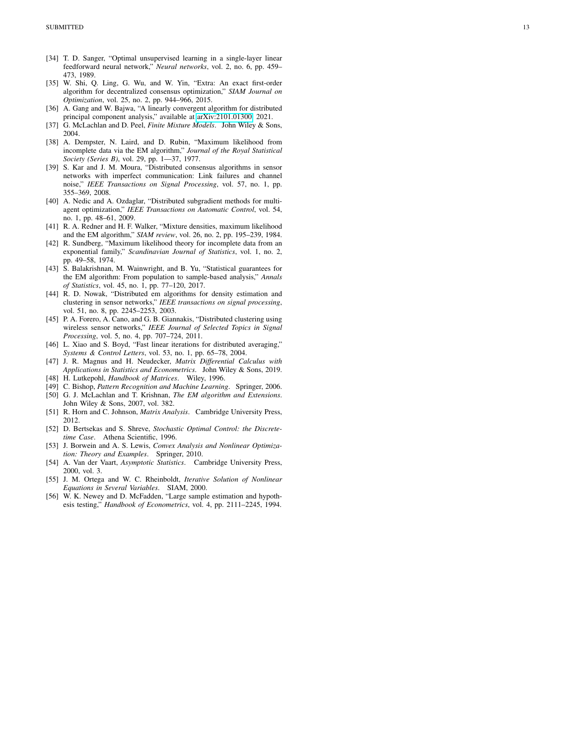[34] T. D. Sanger, "Optimal unsupervised learning in a single-layer linear feedforward neural network," *Neural networks*, vol. 2, no. 6, pp. 459–473, 1989.

[35] W. Shi, Q. Ling, G. Wu, and W. Yin, "Extra: An exact first-order algorithm for decentralized consensus optimization," *SIAM Journal on Optimization*, vol. 25, no. 2, pp. 944–966, 2015.

[36] A. Gang and W. Bajwa, "A linearly convergent algorithm for distributed principal component analysis," available at arXiv:2101.01300, 2021.

[37] G. McLachlan and D. Peel, *Finite Mixture Models*. John Wiley & Sons, 2004.

[38] A. Dempster, N. Laird, and D. Rubin, "Maximum likelihood from incomplete data via the EM algorithm," *Journal of the Royal Statistical Society (Series B)*, vol. 29, pp. 1—37, 1977.

[39] S. Kar and J. M. Moura, "Distributed consensus algorithms in sensor networks with imperfect communication: Link failures and channel noise," *IEEE Transactions on Signal Processing*, vol. 57, no. 1, pp. 355–369, 2008.

[40] A. Nedic and A. Ozdaglar, "Distributed subgradient methods for multi-agent optimization," *IEEE Transactions on Automatic Control*, vol. 54, no. 1, pp. 48–61, 2009.

[41] R. A. Redner and H. F. Walker, "Mixture densities, maximum likelihood and the EM algorithm," *SIAM review*, vol. 26, no. 2, pp. 195–239, 1984.

[42] R. Sundberg, "Maximum likelihood theory for incomplete data from an exponential family," *Scandinavian Journal of Statistics*, vol. 1, no. 2, pp. 49–58, 1974.

[43] S. Balakrishnan, M. Wainwright, and B. Yu, "Statistical guarantees for the EM algorithm: From population to sample-based analysis," *Annals of Statistics*, vol. 45, no. 1, pp. 77–120, 2017.

[44] R. D. Nowak, "Distributed em algorithms for density estimation and clustering in sensor networks," *IEEE transactions on signal processing*, vol. 51, no. 8, pp. 2245–2253, 2003.

[45] P. A. Forero, A. Cano, and G. B. Giannakis, "Distributed clustering using wireless sensor networks," *IEEE Journal of Selected Topics in Signal Processing*, vol. 5, no. 4, pp. 707–724, 2011.

[46] L. Xiao and S. Boyd, "Fast linear iterations for distributed averaging," *Systems & Control Letters*, vol. 53, no. 1, pp. 65–78, 2004.

[47] J. R. Magnus and H. Neudecker, *Matrix Differential Calculus with Applications in Statistics and Econometrics*. John Wiley & Sons, 2019.

[48] H. Lutkepohl, *Handbook of Matrices*. Wiley, 1996.

[49] C. Bishop, *Pattern Recognition and Machine Learning*. Springer, 2006.

[50] G. J. McLachlan and T. Krishnan, *The EM algorithm and Extensions*. John Wiley & Sons, 2007, vol. 382.

[51] R. Horn and C. Johnson, *Matrix Analysis*. Cambridge University Press, 2012.

[52] D. Bertsekas and S. Shreve, *Stochastic Optimal Control: the Discrete-time Case*. Athena Scientific, 1996.

[53] J. Borwein and A. S. Lewis, *Convex Analysis and Nonlinear Optimization: Theory and Examples*. Springer, 2010.

[54] A. Van der Vaart, *Asymptotic Statistics*. Cambridge University Press, 2000, vol. 3.

[55] J. M. Ortega and W. C. Rheinboldt, *Iterative Solution of Nonlinear Equations in Several Variables*. SIAM, 2000.

[56] W. K. Newey and D. McFadden, "Large sample estimation and hypothesis testing," *Handbook of Econometrics*, vol. 4, pp. 2111–2245, 1994.